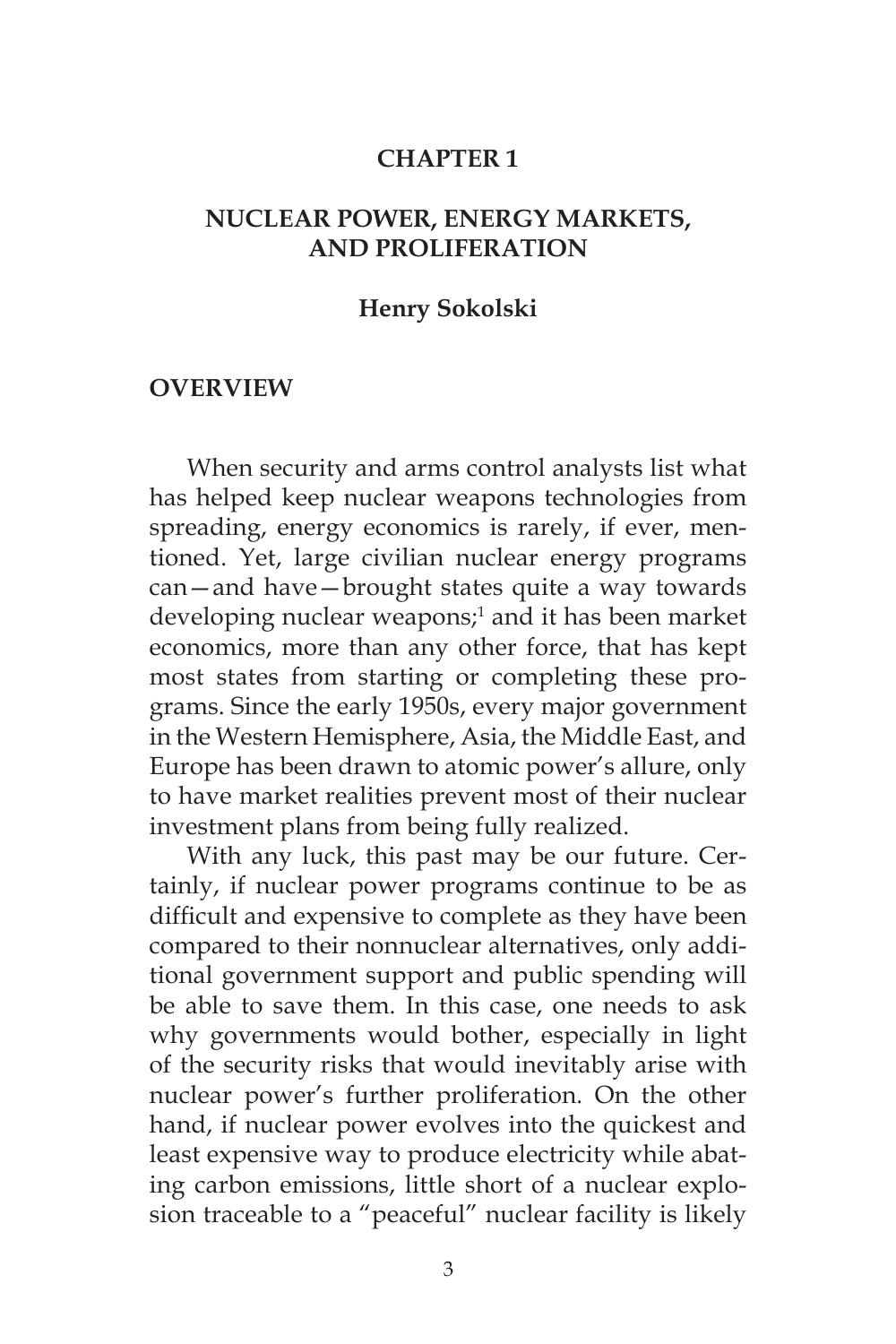# CHAPTER 1

## NUCLEAR POWER, ENERGY MARKETS, AND PROLIFERATION

**Henry Sokolski**

### OVERVIEW

When security and arms control analysts list what has helped keep nuclear weapons technologies from spreading, energy economics is rarely, if ever, mentioned. Yet, large civilian nuclear energy programs can—and have—brought states quite a way towards developing nuclear weapons;[1] and it has been market economics, more than any other force, that has kept most states from starting or completing these programs. Since the early 1950s, every major government in the Western Hemisphere, Asia, the Middle East, and Europe has been drawn to atomic power's allure, only to have market realities prevent most of their nuclear investment plans from being fully realized.

With any luck, this past may be our future. Certainly, if nuclear power programs continue to be as difficult and expensive to complete as they have been compared to their nonnuclear alternatives, only additional government support and public spending will be able to save them. In this case, one needs to ask why governments would bother, especially in light of the security risks that would inevitably arise with nuclear power's further proliferation. On the other hand, if nuclear power evolves into the quickest and least expensive way to produce electricity while abating carbon emissions, little short of a nuclear explosion traceable to a "peaceful" nuclear facility is likely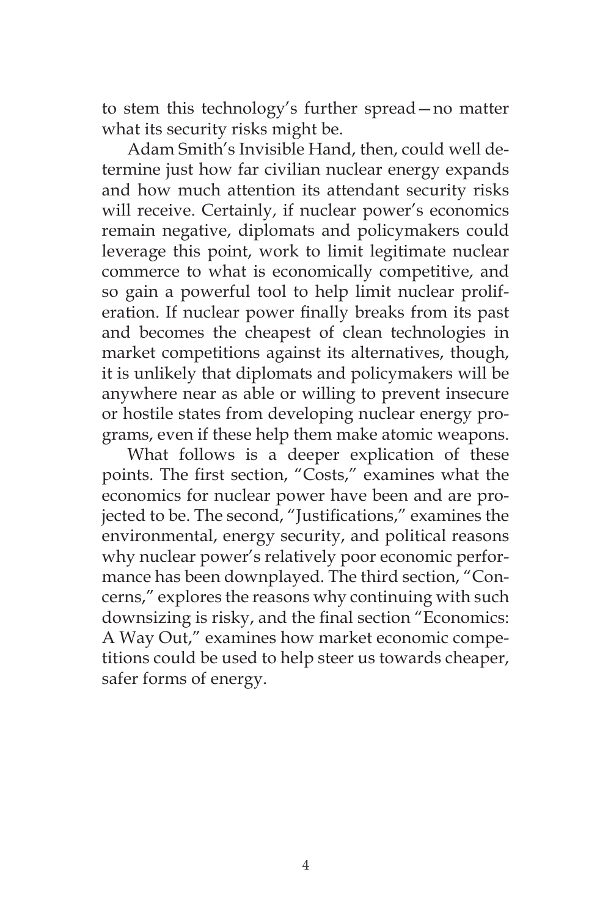to stem this technology's further spread—no matter what its security risks might be.

Adam Smith's Invisible Hand, then, could well determine just how far civilian nuclear energy expands and how much attention its attendant security risks will receive. Certainly, if nuclear power's economics remain negative, diplomats and policymakers could leverage this point, work to limit legitimate nuclear commerce to what is economically competitive, and so gain a powerful tool to help limit nuclear proliferation. If nuclear power finally breaks from its past and becomes the cheapest of clean technologies in market competitions against its alternatives, though, it is unlikely that diplomats and policymakers will be anywhere near as able or willing to prevent insecure or hostile states from developing nuclear energy programs, even if these help them make atomic weapons.

What follows is a deeper explication of these points. The first section, "Costs," examines what the economics for nuclear power have been and are projected to be. The second, "Justifications," examines the environmental, energy security, and political reasons why nuclear power's relatively poor economic performance has been downplayed. The third section, "Concerns," explores the reasons why continuing with such downsizing is risky, and the final section "Economics: A Way Out," examines how market economic competitions could be used to help steer us towards cheaper, safer forms of energy.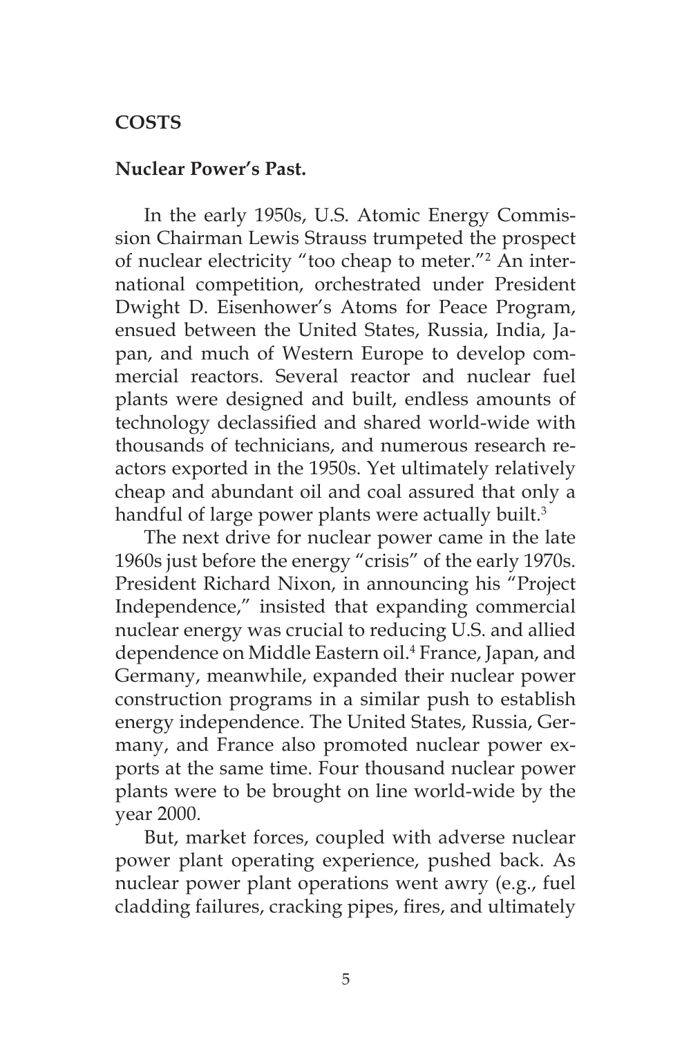## COSTS

### Nuclear Power's Past.

In the early 1950s, U.S. Atomic Energy Commission Chairman Lewis Strauss trumpeted the prospect of nuclear electricity "too cheap to meter."[2] An international competition, orchestrated under President Dwight D. Eisenhower's Atoms for Peace Program, ensued between the United States, Russia, India, Japan, and much of Western Europe to develop commercial reactors. Several reactor and nuclear fuel plants were designed and built, endless amounts of technology declassified and shared world-wide with thousands of technicians, and numerous research reactors exported in the 1950s. Yet ultimately relatively cheap and abundant oil and coal assured that only a handful of large power plants were actually built.[3]

The next drive for nuclear power came in the late 1960s just before the energy "crisis" of the early 1970s. President Richard Nixon, in announcing his "Project Independence," insisted that expanding commercial nuclear energy was crucial to reducing U.S. and allied dependence on Middle Eastern oil.[4] France, Japan, and Germany, meanwhile, expanded their nuclear power construction programs in a similar push to establish energy independence. The United States, Russia, Germany, and France also promoted nuclear power exports at the same time. Four thousand nuclear power plants were to be brought on line world-wide by the year 2000.

But, market forces, coupled with adverse nuclear power plant operating experience, pushed back. As nuclear power plant operations went awry (e.g., fuel cladding failures, cracking pipes, fires, and ultimately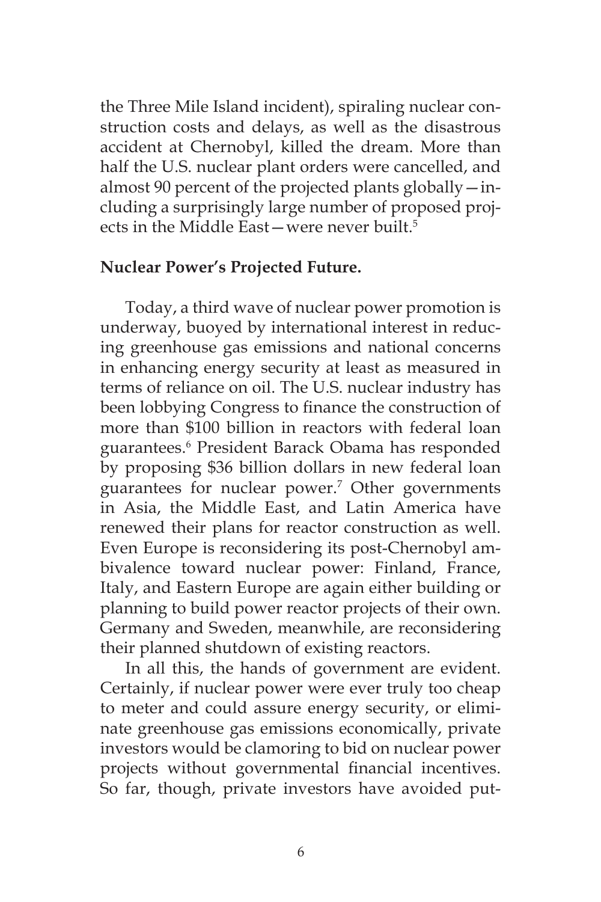the Three Mile Island incident), spiraling nuclear construction costs and delays, as well as the disastrous accident at Chernobyl, killed the dream. More than half the U.S. nuclear plant orders were cancelled, and almost 90 percent of the projected plants globally—including a surprisingly large number of proposed projects in the Middle East—were never built.[5]

**Nuclear Power's Projected Future.**

Today, a third wave of nuclear power promotion is underway, buoyed by international interest in reducing greenhouse gas emissions and national concerns in enhancing energy security at least as measured in terms of reliance on oil. The U.S. nuclear industry has been lobbying Congress to finance the construction of more than $100 billion in reactors with federal loan guarantees.[6] President Barack Obama has responded by proposing $36 billion dollars in new federal loan guarantees for nuclear power.[7] Other governments in Asia, the Middle East, and Latin America have renewed their plans for reactor construction as well. Even Europe is reconsidering its post-Chernobyl ambivalence toward nuclear power: Finland, France, Italy, and Eastern Europe are again either building or planning to build power reactor projects of their own. Germany and Sweden, meanwhile, are reconsidering their planned shutdown of existing reactors.

In all this, the hands of government are evident. Certainly, if nuclear power were ever truly too cheap to meter and could assure energy security, or eliminate greenhouse gas emissions economically, private investors would be clamoring to bid on nuclear power projects without governmental financial incentives. So far, though, private investors have avoided put-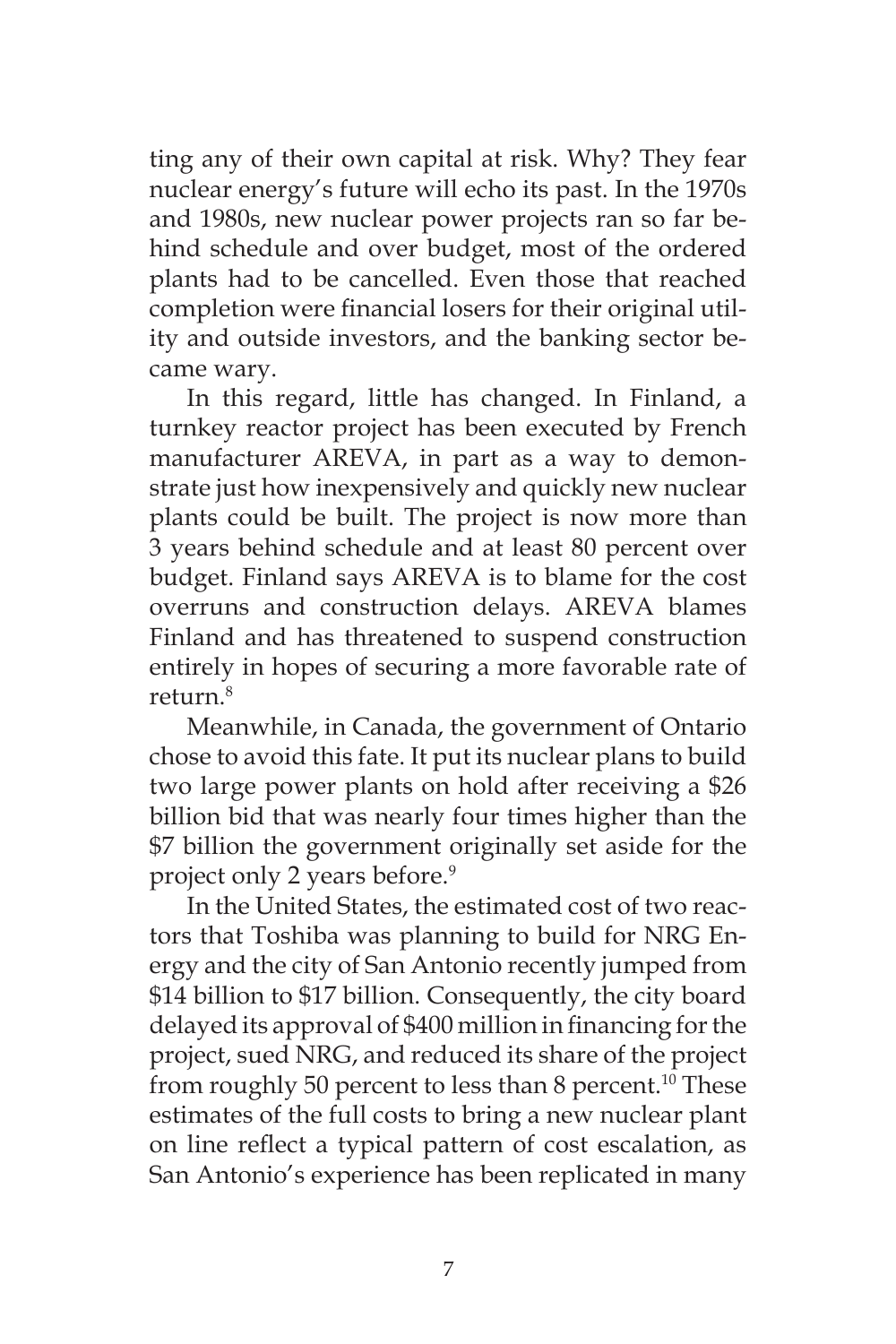ting any of their own capital at risk. Why? They fear nuclear energy's future will echo its past. In the 1970s and 1980s, new nuclear power projects ran so far behind schedule and over budget, most of the ordered plants had to be cancelled. Even those that reached completion were financial losers for their original utility and outside investors, and the banking sector became wary.

In this regard, little has changed. In Finland, a turnkey reactor project has been executed by French manufacturer AREVA, in part as a way to demonstrate just how inexpensively and quickly new nuclear plants could be built. The project is now more than 3 years behind schedule and at least 80 percent over budget. Finland says AREVA is to blame for the cost overruns and construction delays. AREVA blames Finland and has threatened to suspend construction entirely in hopes of securing a more favorable rate of return.[8]

Meanwhile, in Canada, the government of Ontario chose to avoid this fate. It put its nuclear plans to build two large power plants on hold after receiving a $26 billion bid that was nearly four times higher than the $7 billion the government originally set aside for the project only 2 years before.[9]

In the United States, the estimated cost of two reactors that Toshiba was planning to build for NRG Energy and the city of San Antonio recently jumped from $14 billion to $17 billion. Consequently, the city board delayed its approval of $400 million in financing for the project, sued NRG, and reduced its share of the project from roughly 50 percent to less than 8 percent.[10] These estimates of the full costs to bring a new nuclear plant on line reflect a typical pattern of cost escalation, as San Antonio's experience has been replicated in many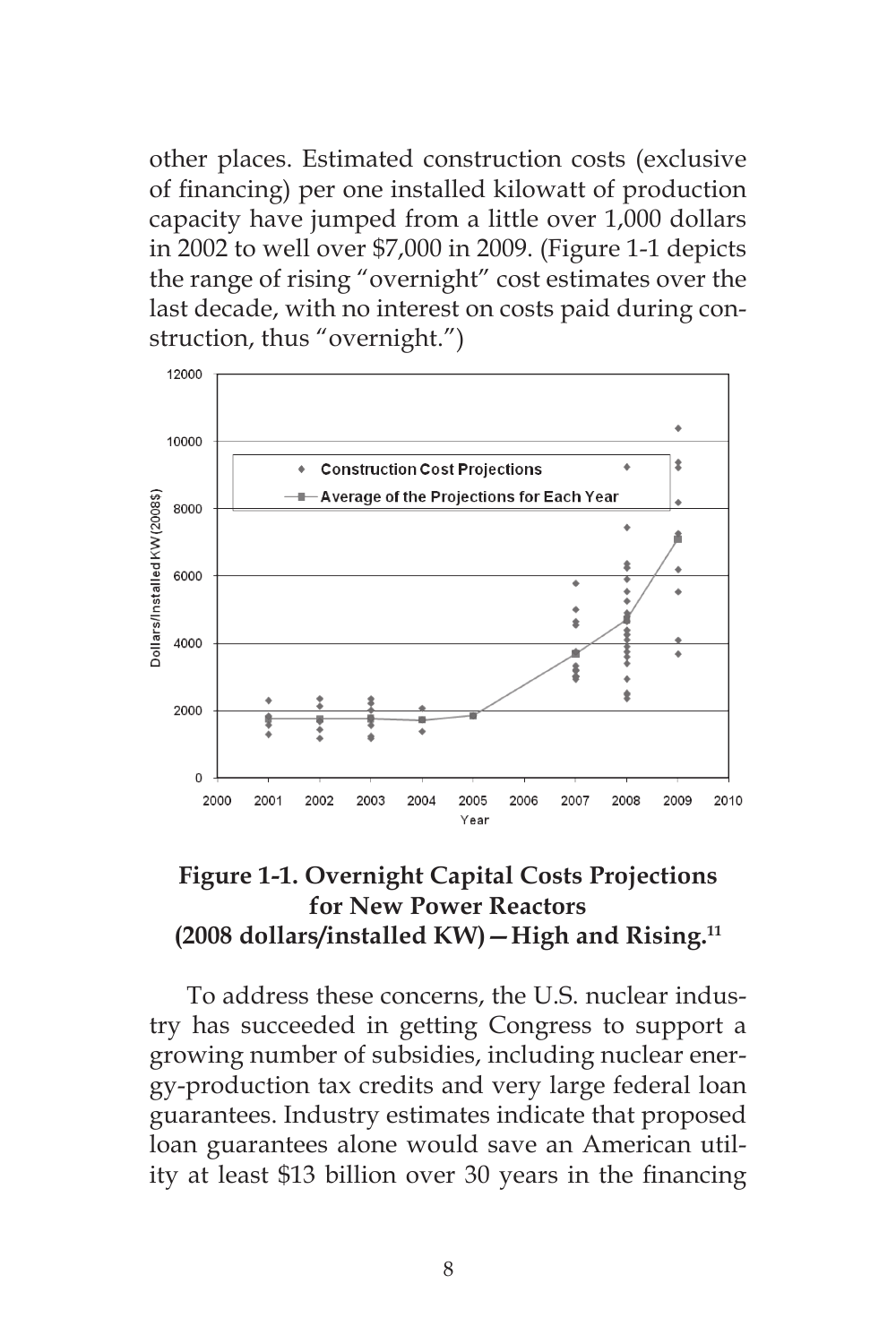other places. Estimated construction costs (exclusive of financing) per one installed kilowatt of production capacity have jumped from a little over 1,000 dollars in 2002 to well over $7,000 in 2009. (Figure 1-1 depicts the range of rising "overnight" cost estimates over the last decade, with no interest on costs paid during construction, thus "overnight.")

**Figure 1-1. Overnight Capital Costs Projections for New Power Reactors (2008 dollars/installed KW)—High and Rising.**[11]

To address these concerns, the U.S. nuclear industry has succeeded in getting Congress to support a growing number of subsidies, including nuclear energy-production tax credits and very large federal loan guarantees. Industry estimates indicate that proposed loan guarantees alone would save an American utility at least $13 billion over 30 years in the financing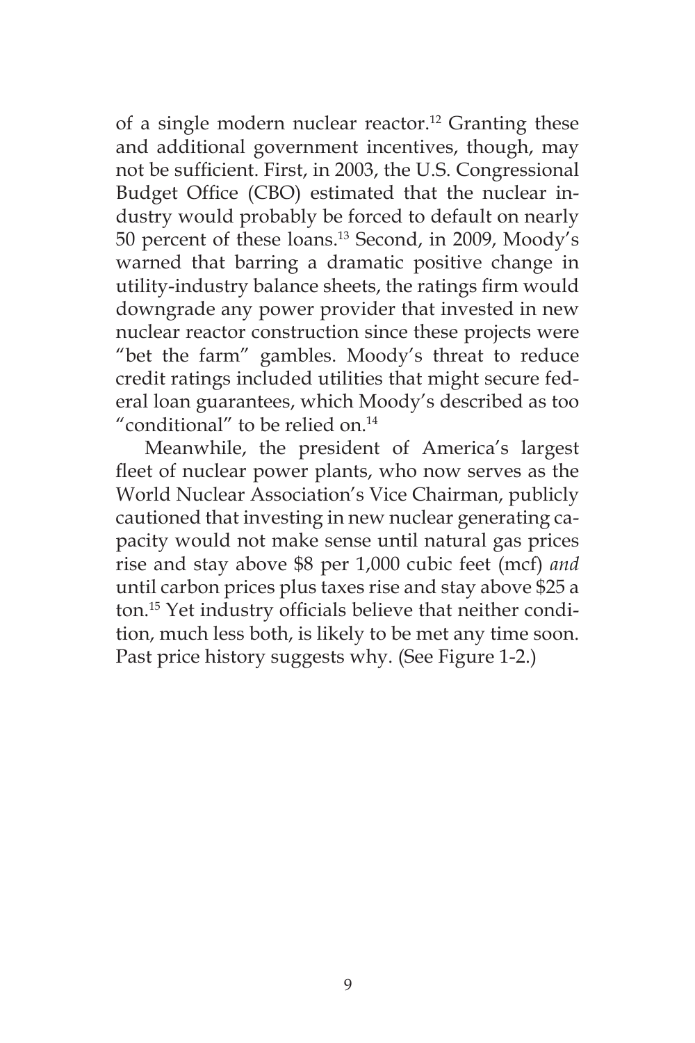of a single modern nuclear reactor.[12] Granting these and additional government incentives, though, may not be sufficient. First, in 2003, the U.S. Congressional Budget Office (CBO) estimated that the nuclear industry would probably be forced to default on nearly 50 percent of these loans.[13] Second, in 2009, Moody's warned that barring a dramatic positive change in utility-industry balance sheets, the ratings firm would downgrade any power provider that invested in new nuclear reactor construction since these projects were "bet the farm" gambles. Moody's threat to reduce credit ratings included utilities that might secure federal loan guarantees, which Moody's described as too "conditional" to be relied on.[14]

Meanwhile, the president of America's largest fleet of nuclear power plants, who now serves as the World Nuclear Association's Vice Chairman, publicly cautioned that investing in new nuclear generating capacity would not make sense until natural gas prices rise and stay above $8 per 1,000 cubic feet (mcf) *and* until carbon prices plus taxes rise and stay above $25 a ton.[15] Yet industry officials believe that neither condition, much less both, is likely to be met any time soon. Past price history suggests why. (See Figure 1-2.)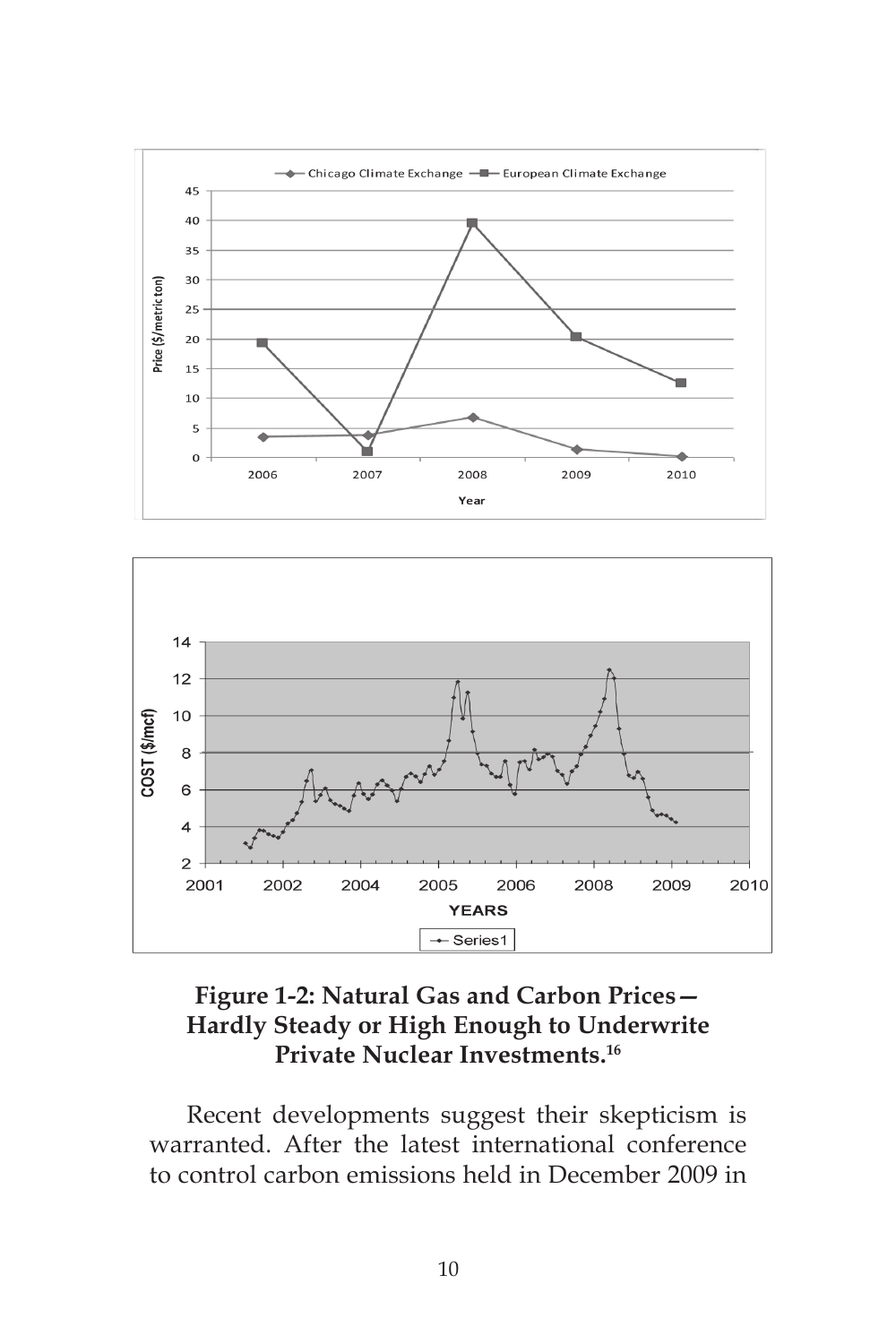**Figure 1-2: Natural Gas and Carbon Prices—Hardly Steady or High Enough to Underwrite Private Nuclear Investments.**[16]

Recent developments suggest their skepticism is warranted. After the latest international conference to control carbon emissions held in December 2009 in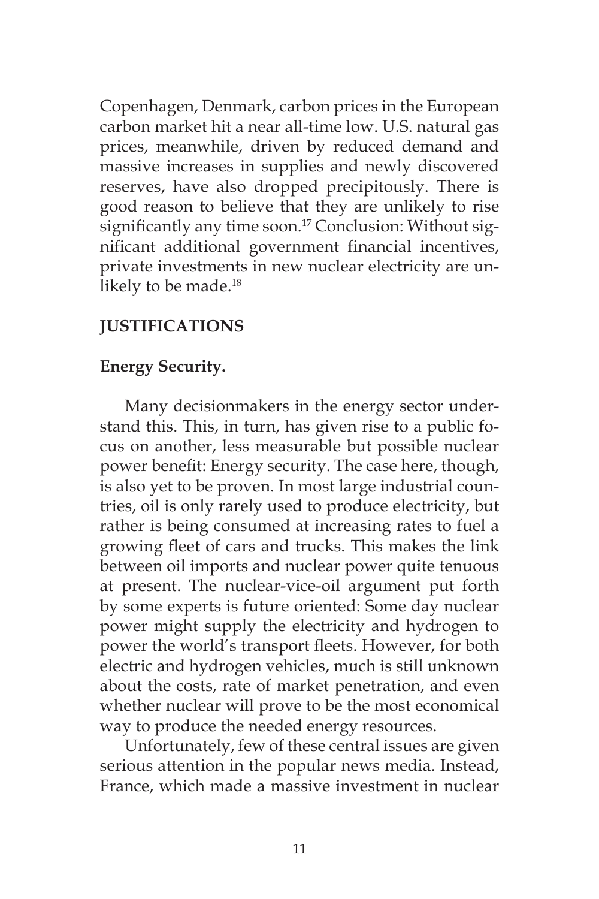Copenhagen, Denmark, carbon prices in the European carbon market hit a near all-time low. U.S. natural gas prices, meanwhile, driven by reduced demand and massive increases in supplies and newly discovered reserves, have also dropped precipitously. There is good reason to believe that they are unlikely to rise significantly any time soon.[17] Conclusion: Without significant additional government financial incentives, private investments in new nuclear electricity are unlikely to be made.[18]

## JUSTIFICATIONS

### Energy Security.

Many decisionmakers in the energy sector understand this. This, in turn, has given rise to a public focus on another, less measurable but possible nuclear power benefit: Energy security. The case here, though, is also yet to be proven. In most large industrial countries, oil is only rarely used to produce electricity, but rather is being consumed at increasing rates to fuel a growing fleet of cars and trucks. This makes the link between oil imports and nuclear power quite tenuous at present. The nuclear-vice-oil argument put forth by some experts is future oriented: Some day nuclear power might supply the electricity and hydrogen to power the world's transport fleets. However, for both electric and hydrogen vehicles, much is still unknown about the costs, rate of market penetration, and even whether nuclear will prove to be the most economical way to produce the needed energy resources.

Unfortunately, few of these central issues are given serious attention in the popular news media. Instead, France, which made a massive investment in nuclear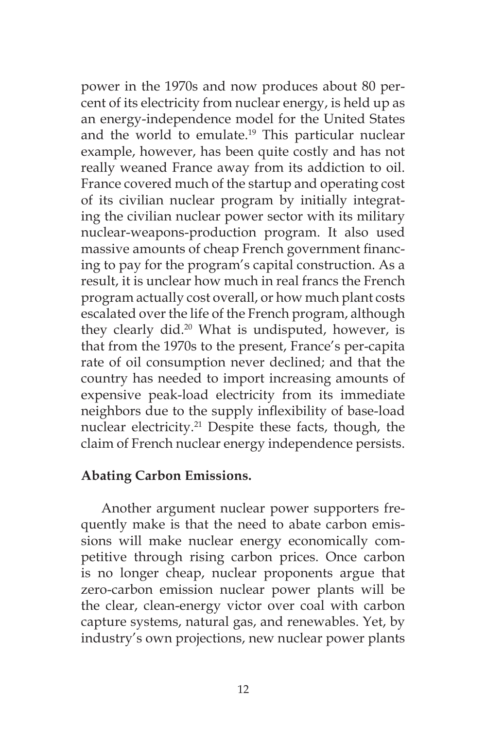power in the 1970s and now produces about 80 percent of its electricity from nuclear energy, is held up as an energy-independence model for the United States and the world to emulate.[19] This particular nuclear example, however, has been quite costly and has not really weaned France away from its addiction to oil. France covered much of the startup and operating cost of its civilian nuclear program by initially integrating the civilian nuclear power sector with its military nuclear-weapons-production program. It also used massive amounts of cheap French government financing to pay for the program's capital construction. As a result, it is unclear how much in real francs the French program actually cost overall, or how much plant costs escalated over the life of the French program, although they clearly did.[20] What is undisputed, however, is that from the 1970s to the present, France's per-capita rate of oil consumption never declined; and that the country has needed to import increasing amounts of expensive peak-load electricity from its immediate neighbors due to the supply inflexibility of base-load nuclear electricity.[21] Despite these facts, though, the claim of French nuclear energy independence persists.

**Abating Carbon Emissions.**

Another argument nuclear power supporters frequently make is that the need to abate carbon emissions will make nuclear energy economically competitive through rising carbon prices. Once carbon is no longer cheap, nuclear proponents argue that zero-carbon emission nuclear power plants will be the clear, clean-energy victor over coal with carbon capture systems, natural gas, and renewables. Yet, by industry's own projections, new nuclear power plants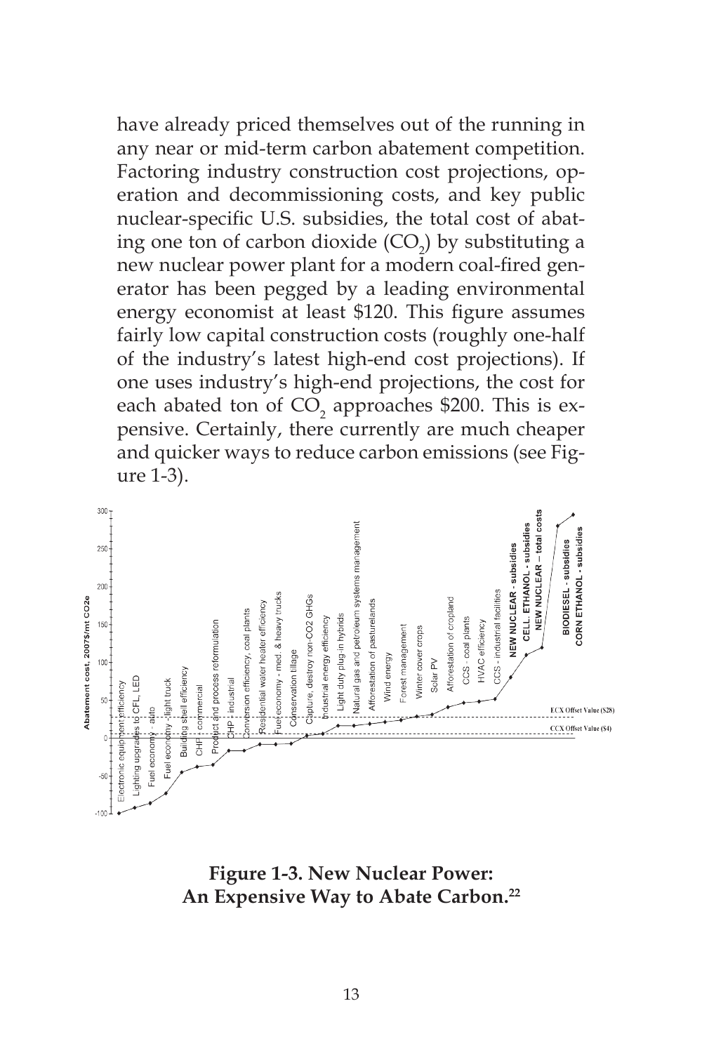have already priced themselves out of the running in any near or mid-term carbon abatement competition. Factoring industry construction cost projections, operation and decommissioning costs, and key public nuclear-specific U.S. subsidies, the total cost of abating one ton of carbon dioxide ($CO_2$) by substituting a new nuclear power plant for a modern coal-fired generator has been pegged by a leading environmental energy economist at least $120. This figure assumes fairly low capital construction costs (roughly one-half of the industry's latest high-end cost projections). If one uses industry's high-end projections, the cost for each abated ton of $CO_2$ approaches $200. This is expensive. Certainly, there currently are much cheaper and quicker ways to reduce carbon emissions (see Figure 1-3).

**Figure 1-3. New Nuclear Power: An Expensive Way to Abate Carbon.**[22]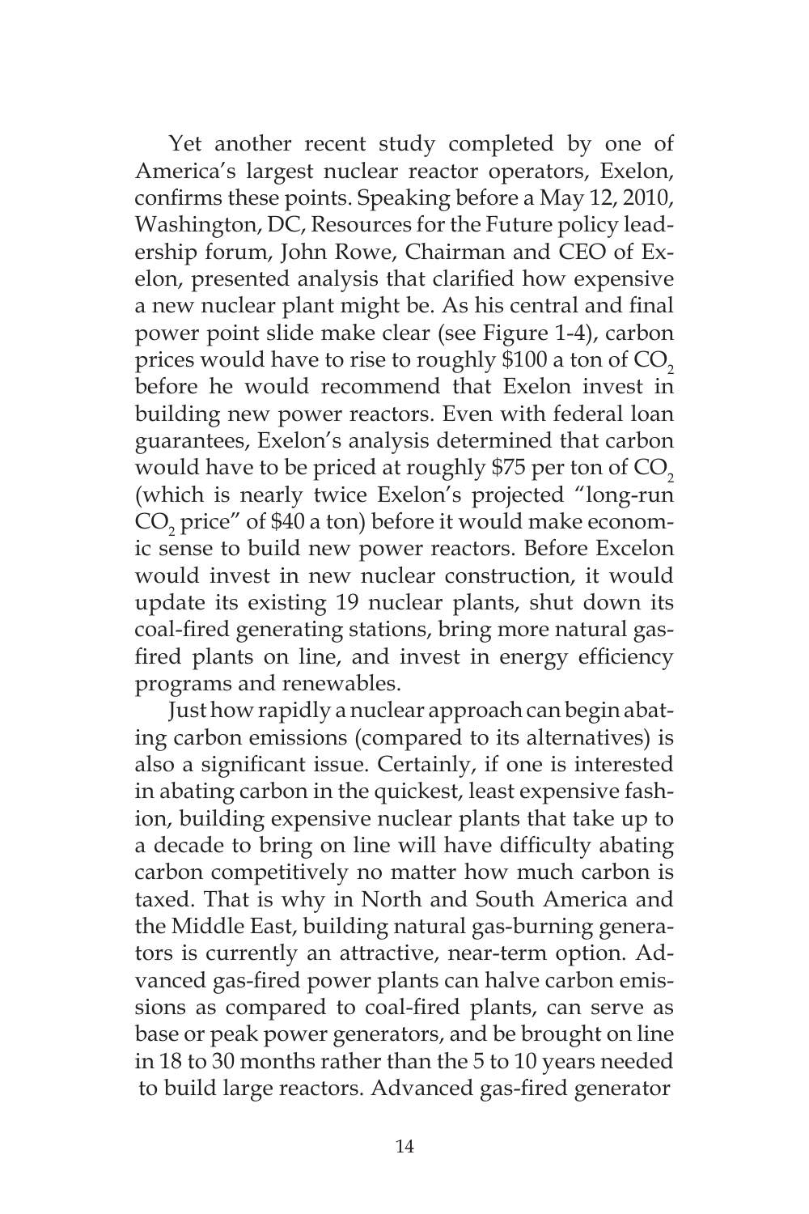Yet another recent study completed by one of America's largest nuclear reactor operators, Exelon, confirms these points. Speaking before a May 12, 2010, Washington, DC, Resources for the Future policy leadership forum, John Rowe, Chairman and CEO of Exelon, presented analysis that clarified how expensive a new nuclear plant might be. As his central and final power point slide make clear (see Figure 1-4), carbon prices would have to rise to roughly \$100 a ton of $CO_2$ before he would recommend that Exelon invest in building new power reactors. Even with federal loan guarantees, Exelon's analysis determined that carbon would have to be priced at roughly \$75 per ton of $CO_2$ (which is nearly twice Exelon's projected "long-run $CO_2$ price" of \$40 a ton) before it would make economic sense to build new power reactors. Before Excelon would invest in new nuclear construction, it would update its existing 19 nuclear plants, shut down its coal-fired generating stations, bring more natural gas-fired plants on line, and invest in energy efficiency programs and renewables.

Just how rapidly a nuclear approach can begin abating carbon emissions (compared to its alternatives) is also a significant issue. Certainly, if one is interested in abating carbon in the quickest, least expensive fashion, building expensive nuclear plants that take up to a decade to bring on line will have difficulty abating carbon competitively no matter how much carbon is taxed. That is why in North and South America and the Middle East, building natural gas-burning generators is currently an attractive, near-term option. Advanced gas-fired power plants can halve carbon emissions as compared to coal-fired plants, can serve as base or peak power generators, and be brought on line in 18 to 30 months rather than the 5 to 10 years needed to build large reactors. Advanced gas-fired generator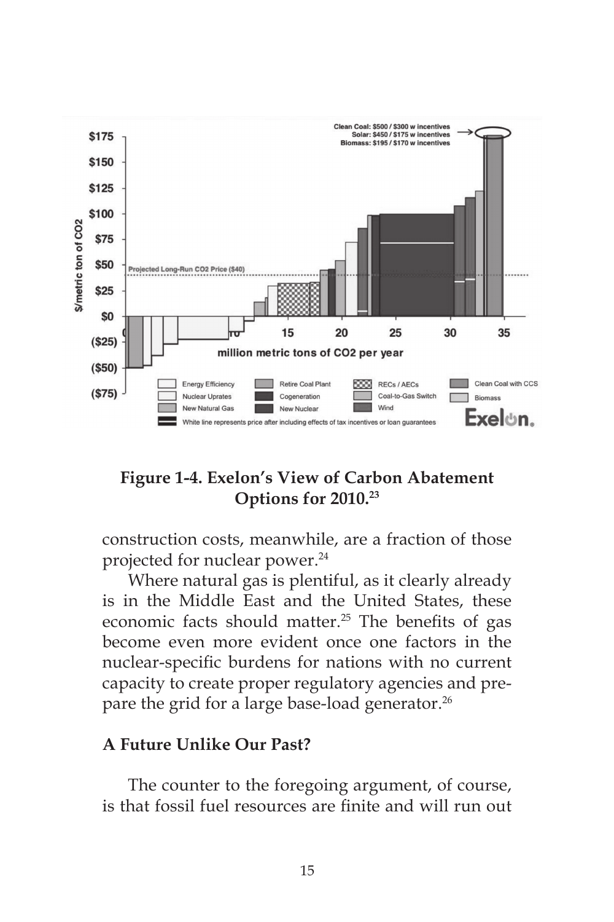**Figure 1-4. Exelon's View of Carbon Abatement Options for 2010.**[23]

construction costs, meanwhile, are a fraction of those projected for nuclear power.[24]

Where natural gas is plentiful, as it clearly already is in the Middle East and the United States, these economic facts should matter.[25] The benefits of gas become even more evident once one factors in the nuclear-specific burdens for nations with no current capacity to create proper regulatory agencies and prepare the grid for a large base-load generator.[26]

## A Future Unlike Our Past?

The counter to the foregoing argument, of course, is that fossil fuel resources are finite and will run out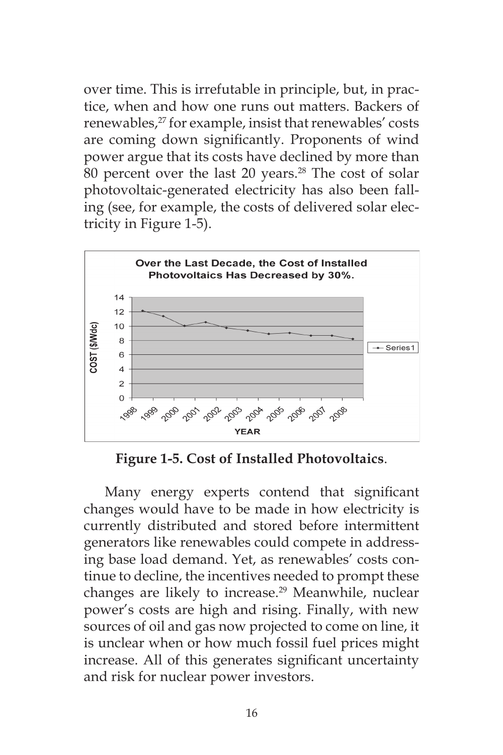over time. This is irrefutable in principle, but, in practice, when and how one runs out matters. Backers of renewables,[27] for example, insist that renewables' costs are coming down significantly. Proponents of wind power argue that its costs have declined by more than 80 percent over the last 20 years.[28] The cost of solar photovoltaic-generated electricity has also been falling (see, for example, the costs of delivered solar electricity in Figure 1-5).

**Figure 1-5. Cost of Installed Photovoltaics**.

Many energy experts contend that significant changes would have to be made in how electricity is currently distributed and stored before intermittent generators like renewables could compete in addressing base load demand. Yet, as renewables' costs continue to decline, the incentives needed to prompt these changes are likely to increase.[29] Meanwhile, nuclear power's costs are high and rising. Finally, with new sources of oil and gas now projected to come on line, it is unclear when or how much fossil fuel prices might increase. All of this generates significant uncertainty and risk for nuclear power investors.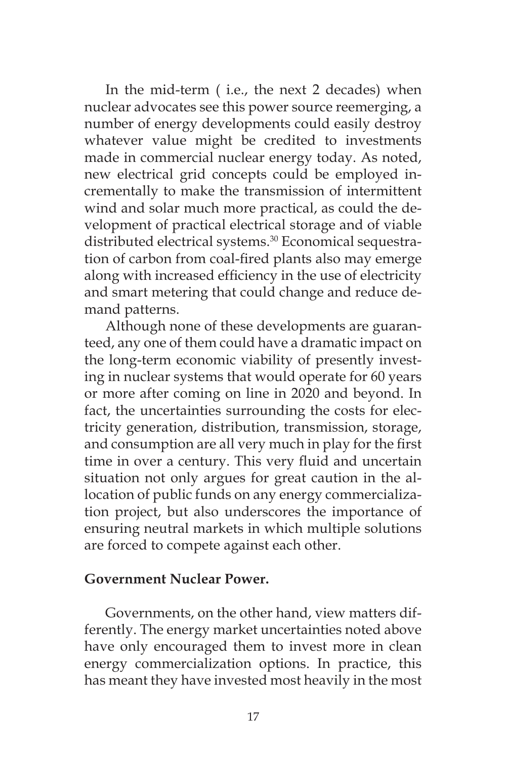In the mid-term ( i.e., the next 2 decades) when nuclear advocates see this power source reemerging, a number of energy developments could easily destroy whatever value might be credited to investments made in commercial nuclear energy today. As noted, new electrical grid concepts could be employed incrementally to make the transmission of intermittent wind and solar much more practical, as could the development of practical electrical storage and of viable distributed electrical systems.[30] Economical sequestration of carbon from coal-fired plants also may emerge along with increased efficiency in the use of electricity and smart metering that could change and reduce demand patterns.

Although none of these developments are guaranteed, any one of them could have a dramatic impact on the long-term economic viability of presently investing in nuclear systems that would operate for 60 years or more after coming on line in 2020 and beyond. In fact, the uncertainties surrounding the costs for electricity generation, distribution, transmission, storage, and consumption are all very much in play for the first time in over a century. This very fluid and uncertain situation not only argues for great caution in the allocation of public funds on any energy commercialization project, but also underscores the importance of ensuring neutral markets in which multiple solutions are forced to compete against each other.

**Government Nuclear Power.**

Governments, on the other hand, view matters differently. The energy market uncertainties noted above have only encouraged them to invest more in clean energy commercialization options. In practice, this has meant they have invested most heavily in the most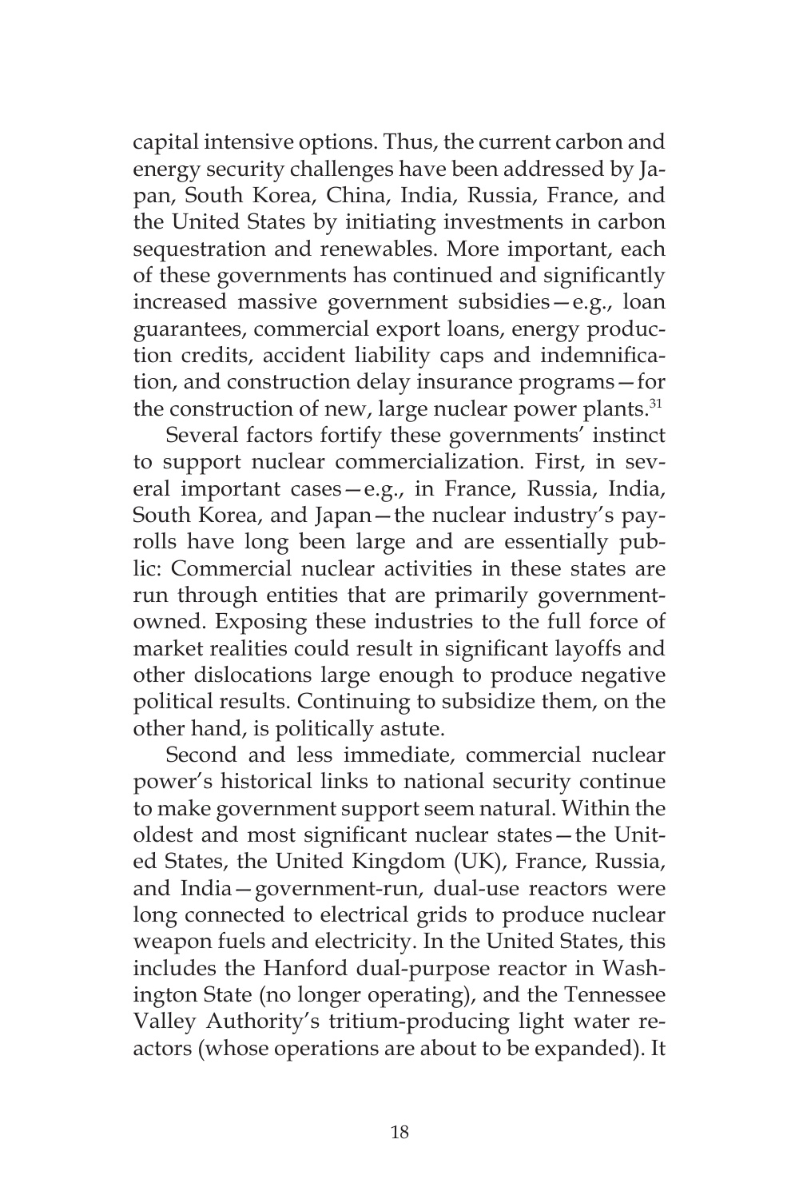capital intensive options. Thus, the current carbon and energy security challenges have been addressed by Japan, South Korea, China, India, Russia, France, and the United States by initiating investments in carbon sequestration and renewables. More important, each of these governments has continued and significantly increased massive government subsidies—e.g., loan guarantees, commercial export loans, energy production credits, accident liability caps and indemnification, and construction delay insurance programs—for the construction of new, large nuclear power plants.[31]

Several factors fortify these governments' instinct to support nuclear commercialization. First, in several important cases—e.g., in France, Russia, India, South Korea, and Japan—the nuclear industry's payrolls have long been large and are essentially public: Commercial nuclear activities in these states are run through entities that are primarily government-owned. Exposing these industries to the full force of market realities could result in significant layoffs and other dislocations large enough to produce negative political results. Continuing to subsidize them, on the other hand, is politically astute.

Second and less immediate, commercial nuclear power's historical links to national security continue to make government support seem natural. Within the oldest and most significant nuclear states—the United States, the United Kingdom (UK), France, Russia, and India—government-run, dual-use reactors were long connected to electrical grids to produce nuclear weapon fuels and electricity. In the United States, this includes the Hanford dual-purpose reactor in Washington State (no longer operating), and the Tennessee Valley Authority's tritium-producing light water reactors (whose operations are about to be expanded). It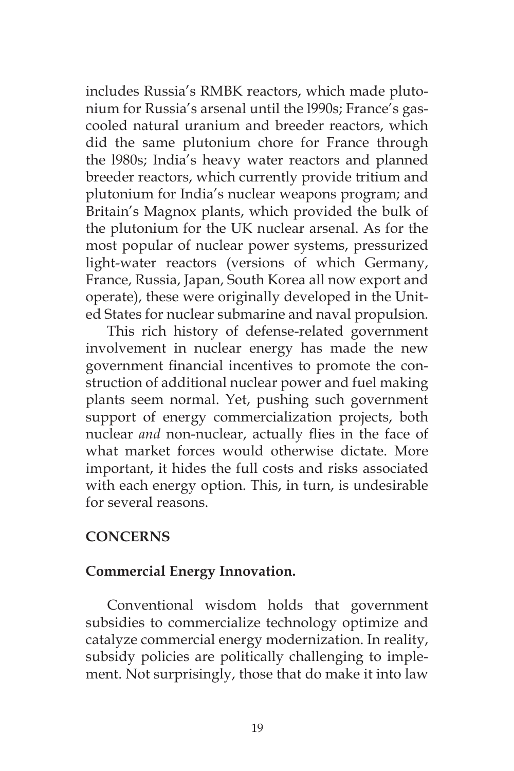includes Russia's RMBK reactors, which made plutonium for Russia's arsenal until the l990s; France's gas-cooled natural uranium and breeder reactors, which did the same plutonium chore for France through the l980s; India's heavy water reactors and planned breeder reactors, which currently provide tritium and plutonium for India's nuclear weapons program; and Britain's Magnox plants, which provided the bulk of the plutonium for the UK nuclear arsenal. As for the most popular of nuclear power systems, pressurized light-water reactors (versions of which Germany, France, Russia, Japan, South Korea all now export and operate), these were originally developed in the United States for nuclear submarine and naval propulsion.

This rich history of defense-related government involvement in nuclear energy has made the new government financial incentives to promote the construction of additional nuclear power and fuel making plants seem normal. Yet, pushing such government support of energy commercialization projects, both nuclear *and* non-nuclear, actually flies in the face of what market forces would otherwise dictate. More important, it hides the full costs and risks associated with each energy option. This, in turn, is undesirable for several reasons.

## CONCERNS

### Commercial Energy Innovation.

Conventional wisdom holds that government subsidies to commercialize technology optimize and catalyze commercial energy modernization. In reality, subsidy policies are politically challenging to implement. Not surprisingly, those that do make it into law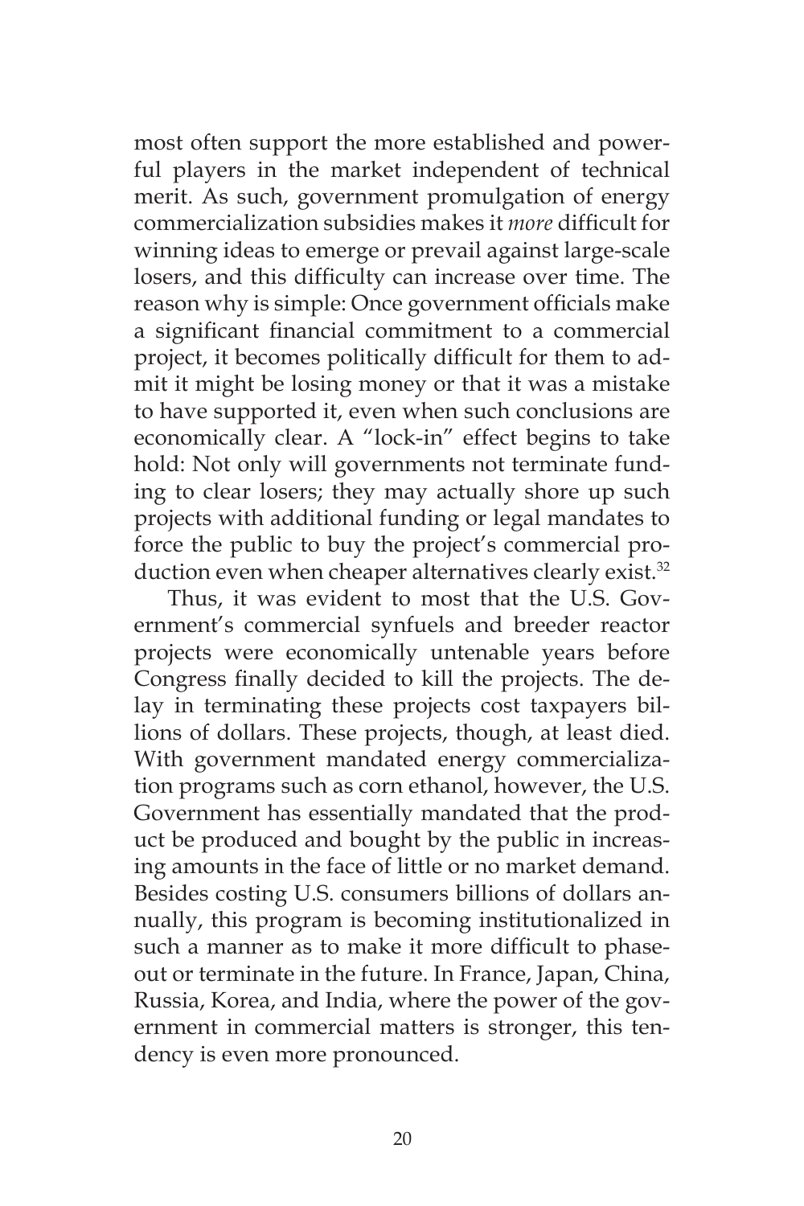most often support the more established and powerful players in the market independent of technical merit. As such, government promulgation of energy commercialization subsidies makes it *more* difficult for winning ideas to emerge or prevail against large-scale losers, and this difficulty can increase over time. The reason why is simple: Once government officials make a significant financial commitment to a commercial project, it becomes politically difficult for them to admit it might be losing money or that it was a mistake to have supported it, even when such conclusions are economically clear. A "lock-in" effect begins to take hold: Not only will governments not terminate funding to clear losers; they may actually shore up such projects with additional funding or legal mandates to force the public to buy the project's commercial production even when cheaper alternatives clearly exist.[32]

Thus, it was evident to most that the U.S. Government's commercial synfuels and breeder reactor projects were economically untenable years before Congress finally decided to kill the projects. The delay in terminating these projects cost taxpayers billions of dollars. These projects, though, at least died. With government mandated energy commercialization programs such as corn ethanol, however, the U.S. Government has essentially mandated that the product be produced and bought by the public in increasing amounts in the face of little or no market demand. Besides costing U.S. consumers billions of dollars annually, this program is becoming institutionalized in such a manner as to make it more difficult to phase-out or terminate in the future. In France, Japan, China, Russia, Korea, and India, where the power of the government in commercial matters is stronger, this tendency is even more pronounced.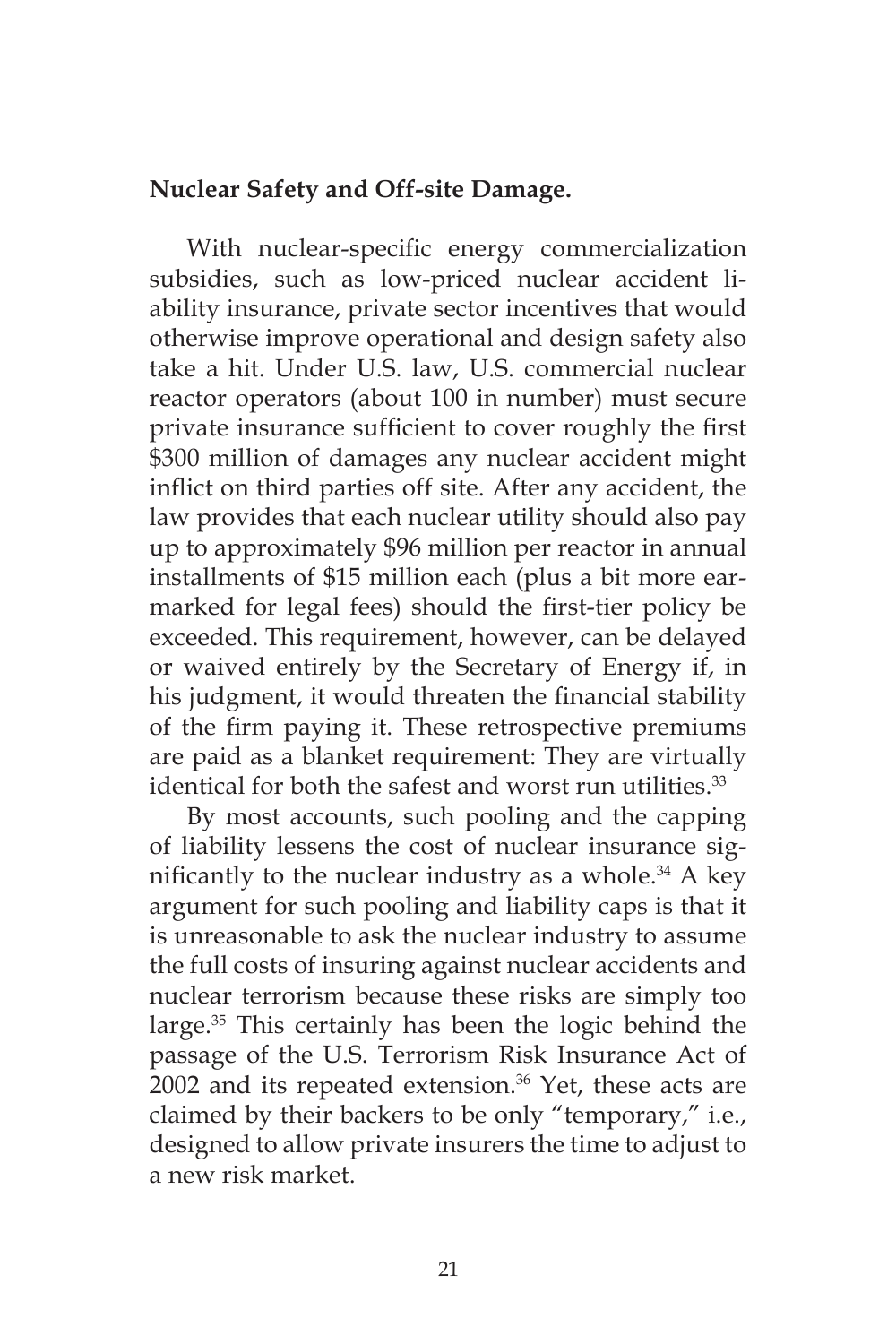**Nuclear Safety and Off-site Damage.**

With nuclear-specific energy commercialization subsidies, such as low-priced nuclear accident liability insurance, private sector incentives that would otherwise improve operational and design safety also take a hit. Under U.S. law, U.S. commercial nuclear reactor operators (about 100 in number) must secure private insurance sufficient to cover roughly the first \$300 million of damages any nuclear accident might inflict on third parties off site. After any accident, the law provides that each nuclear utility should also pay up to approximately \$96 million per reactor in annual installments of \$15 million each (plus a bit more earmarked for legal fees) should the first-tier policy be exceeded. This requirement, however, can be delayed or waived entirely by the Secretary of Energy if, in his judgment, it would threaten the financial stability of the firm paying it. These retrospective premiums are paid as a blanket requirement: They are virtually identical for both the safest and worst run utilities.[33]

By most accounts, such pooling and the capping of liability lessens the cost of nuclear insurance significantly to the nuclear industry as a whole.[34] A key argument for such pooling and liability caps is that it is unreasonable to ask the nuclear industry to assume the full costs of insuring against nuclear accidents and nuclear terrorism because these risks are simply too large.[35] This certainly has been the logic behind the passage of the U.S. Terrorism Risk Insurance Act of 2002 and its repeated extension.[36] Yet, these acts are claimed by their backers to be only "temporary," i.e., designed to allow private insurers the time to adjust to a new risk market.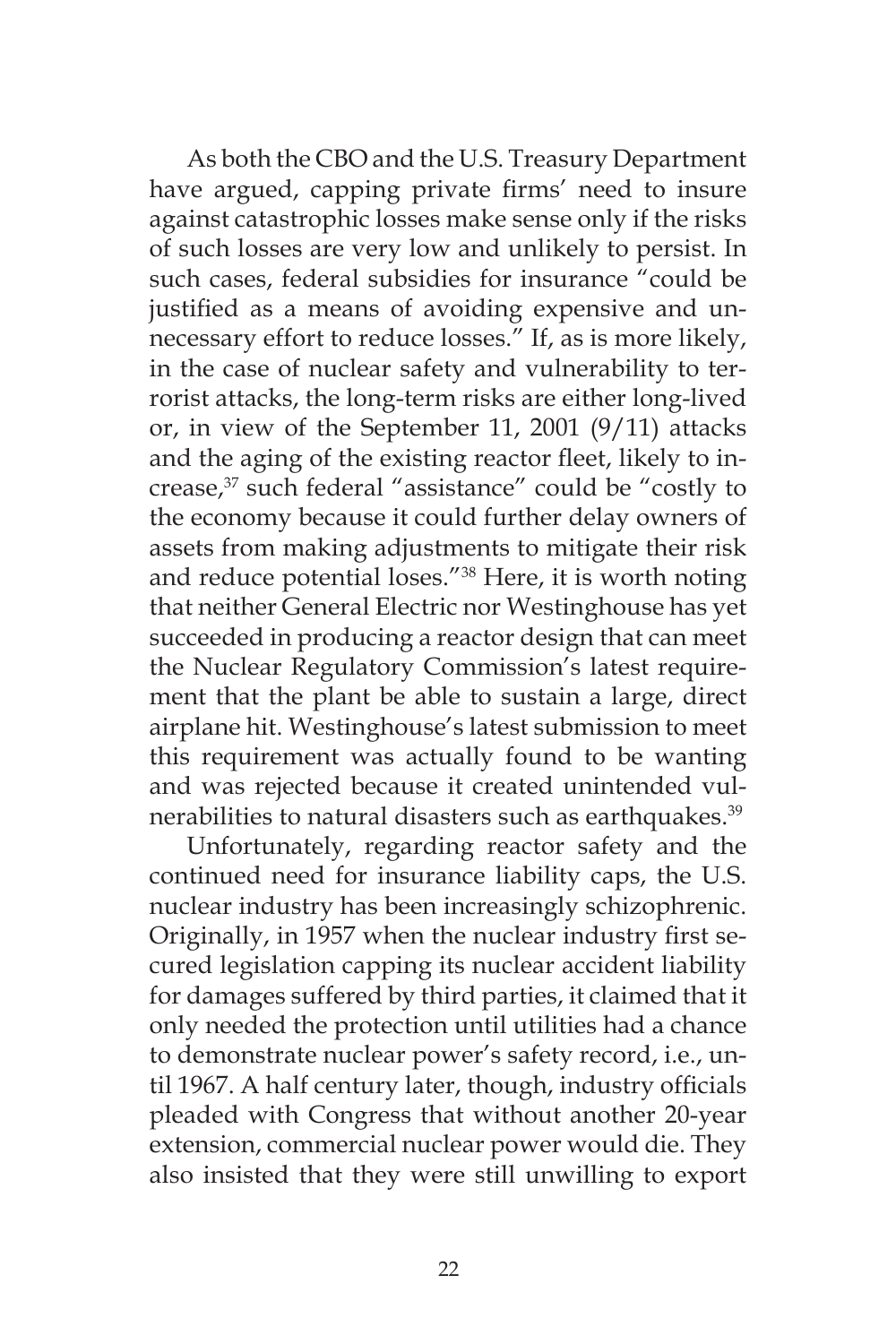As both the CBO and the U.S. Treasury Department have argued, capping private firms' need to insure against catastrophic losses make sense only if the risks of such losses are very low and unlikely to persist. In such cases, federal subsidies for insurance "could be justified as a means of avoiding expensive and unnecessary effort to reduce losses." If, as is more likely, in the case of nuclear safety and vulnerability to terrorist attacks, the long-term risks are either long-lived or, in view of the September 11, 2001 (9/11) attacks and the aging of the existing reactor fleet, likely to increase,[37] such federal "assistance" could be "costly to the economy because it could further delay owners of assets from making adjustments to mitigate their risk and reduce potential loses."[38] Here, it is worth noting that neither General Electric nor Westinghouse has yet succeeded in producing a reactor design that can meet the Nuclear Regulatory Commission's latest requirement that the plant be able to sustain a large, direct airplane hit. Westinghouse's latest submission to meet this requirement was actually found to be wanting and was rejected because it created unintended vulnerabilities to natural disasters such as earthquakes.[39]

Unfortunately, regarding reactor safety and the continued need for insurance liability caps, the U.S. nuclear industry has been increasingly schizophrenic. Originally, in 1957 when the nuclear industry first secured legislation capping its nuclear accident liability for damages suffered by third parties, it claimed that it only needed the protection until utilities had a chance to demonstrate nuclear power's safety record, i.e., until 1967. A half century later, though, industry officials pleaded with Congress that without another 20-year extension, commercial nuclear power would die. They also insisted that they were still unwilling to export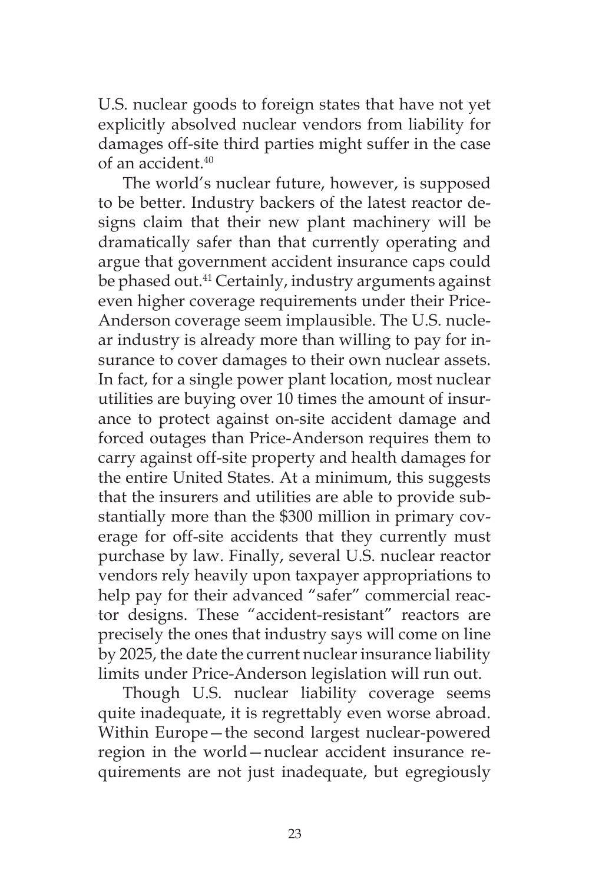U.S. nuclear goods to foreign states that have not yet explicitly absolved nuclear vendors from liability for damages off-site third parties might suffer in the case of an accident.[40]

The world's nuclear future, however, is supposed to be better. Industry backers of the latest reactor designs claim that their new plant machinery will be dramatically safer than that currently operating and argue that government accident insurance caps could be phased out.[41] Certainly, industry arguments against even higher coverage requirements under their Price-Anderson coverage seem implausible. The U.S. nuclear industry is already more than willing to pay for insurance to cover damages to their own nuclear assets. In fact, for a single power plant location, most nuclear utilities are buying over 10 times the amount of insurance to protect against on-site accident damage and forced outages than Price-Anderson requires them to carry against off-site property and health damages for the entire United States. At a minimum, this suggests that the insurers and utilities are able to provide substantially more than the $300 million in primary coverage for off-site accidents that they currently must purchase by law. Finally, several U.S. nuclear reactor vendors rely heavily upon taxpayer appropriations to help pay for their advanced "safer" commercial reactor designs. These "accident-resistant" reactors are precisely the ones that industry says will come on line by 2025, the date the current nuclear insurance liability limits under Price-Anderson legislation will run out.

Though U.S. nuclear liability coverage seems quite inadequate, it is regrettably even worse abroad. Within Europe—the second largest nuclear-powered region in the world—nuclear accident insurance requirements are not just inadequate, but egregiously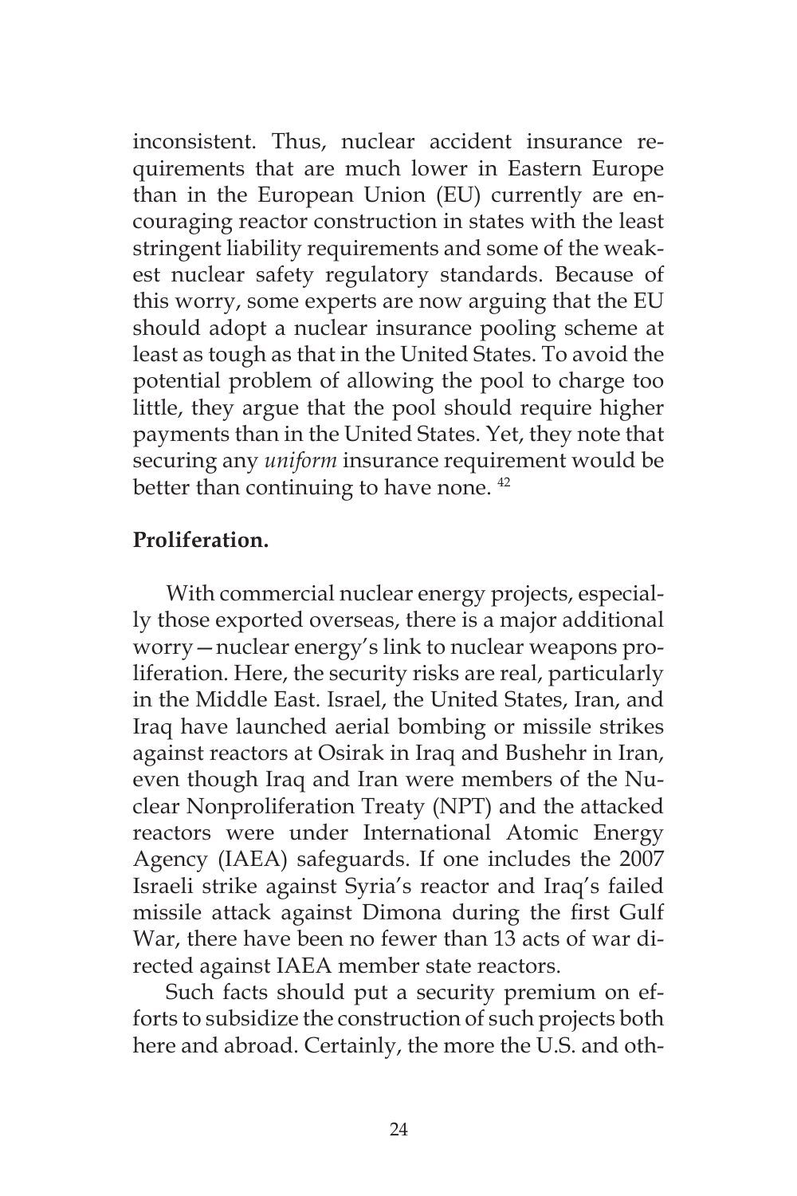inconsistent. Thus, nuclear accident insurance requirements that are much lower in Eastern Europe than in the European Union (EU) currently are encouraging reactor construction in states with the least stringent liability requirements and some of the weakest nuclear safety regulatory standards. Because of this worry, some experts are now arguing that the EU should adopt a nuclear insurance pooling scheme at least as tough as that in the United States. To avoid the potential problem of allowing the pool to charge too little, they argue that the pool should require higher payments than in the United States. Yet, they note that securing any *uniform* insurance requirement would be better than continuing to have none. [42]

**Proliferation.**

With commercial nuclear energy projects, especially those exported overseas, there is a major additional worry—nuclear energy's link to nuclear weapons proliferation. Here, the security risks are real, particularly in the Middle East. Israel, the United States, Iran, and Iraq have launched aerial bombing or missile strikes against reactors at Osirak in Iraq and Bushehr in Iran, even though Iraq and Iran were members of the Nuclear Nonproliferation Treaty (NPT) and the attacked reactors were under International Atomic Energy Agency (IAEA) safeguards. If one includes the 2007 Israeli strike against Syria's reactor and Iraq's failed missile attack against Dimona during the first Gulf War, there have been no fewer than 13 acts of war directed against IAEA member state reactors.

Such facts should put a security premium on efforts to subsidize the construction of such projects both here and abroad. Certainly, the more the U.S. and oth-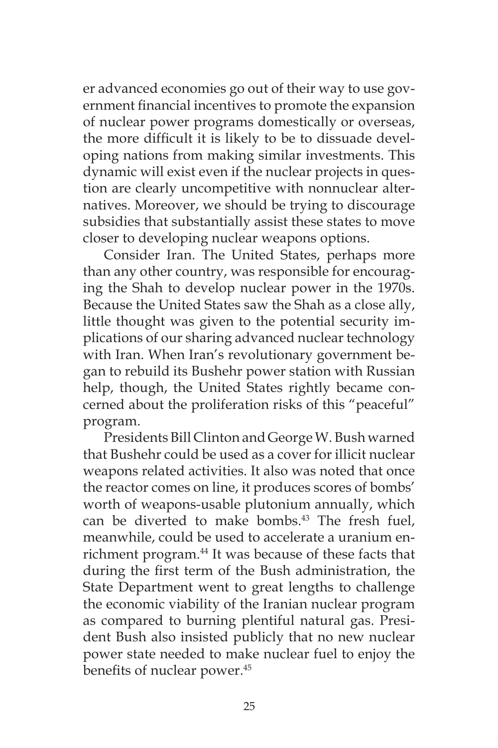er advanced economies go out of their way to use government financial incentives to promote the expansion of nuclear power programs domestically or overseas, the more difficult it is likely to be to dissuade developing nations from making similar investments. This dynamic will exist even if the nuclear projects in question are clearly uncompetitive with nonnuclear alternatives. Moreover, we should be trying to discourage subsidies that substantially assist these states to move closer to developing nuclear weapons options.

Consider Iran. The United States, perhaps more than any other country, was responsible for encouraging the Shah to develop nuclear power in the 1970s. Because the United States saw the Shah as a close ally, little thought was given to the potential security implications of our sharing advanced nuclear technology with Iran. When Iran's revolutionary government began to rebuild its Bushehr power station with Russian help, though, the United States rightly became concerned about the proliferation risks of this "peaceful" program.

Presidents Bill Clinton and George W. Bush warned that Bushehr could be used as a cover for illicit nuclear weapons related activities. It also was noted that once the reactor comes on line, it produces scores of bombs' worth of weapons-usable plutonium annually, which can be diverted to make bombs.[43] The fresh fuel, meanwhile, could be used to accelerate a uranium enrichment program.[44] It was because of these facts that during the first term of the Bush administration, the State Department went to great lengths to challenge the economic viability of the Iranian nuclear program as compared to burning plentiful natural gas. President Bush also insisted publicly that no new nuclear power state needed to make nuclear fuel to enjoy the benefits of nuclear power.[45]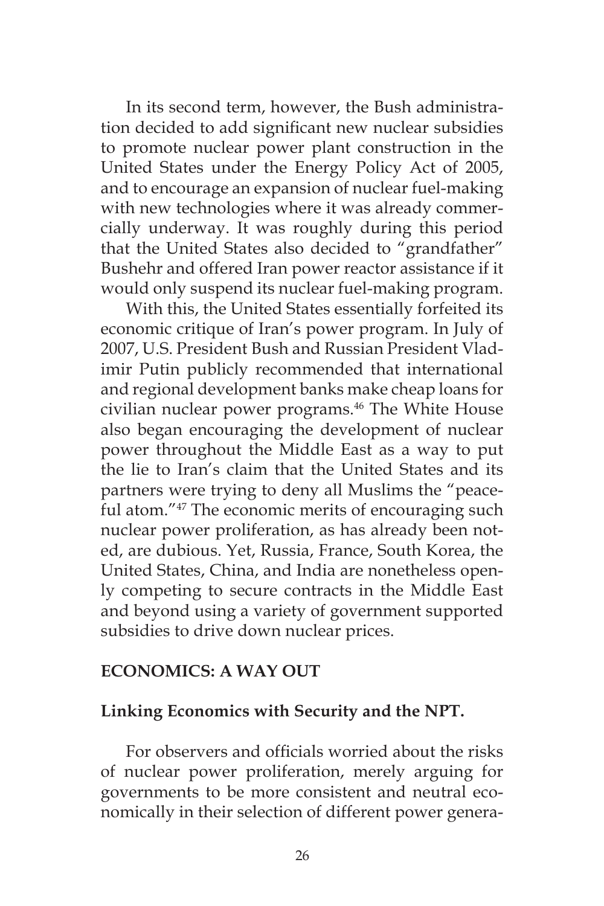In its second term, however, the Bush administration decided to add significant new nuclear subsidies to promote nuclear power plant construction in the United States under the Energy Policy Act of 2005, and to encourage an expansion of nuclear fuel-making with new technologies where it was already commercially underway. It was roughly during this period that the United States also decided to "grandfather" Bushehr and offered Iran power reactor assistance if it would only suspend its nuclear fuel-making program.

With this, the United States essentially forfeited its economic critique of Iran's power program. In July of 2007, U.S. President Bush and Russian President Vladimir Putin publicly recommended that international and regional development banks make cheap loans for civilian nuclear power programs.[46] The White House also began encouraging the development of nuclear power throughout the Middle East as a way to put the lie to Iran's claim that the United States and its partners were trying to deny all Muslims the "peaceful atom."[47] The economic merits of encouraging such nuclear power proliferation, as has already been noted, are dubious. Yet, Russia, France, South Korea, the United States, China, and India are nonetheless openly competing to secure contracts in the Middle East and beyond using a variety of government supported subsidies to drive down nuclear prices.

## ECONOMICS: A WAY OUT

### Linking Economics with Security and the NPT.

For observers and officials worried about the risks of nuclear power proliferation, merely arguing for governments to be more consistent and neutral economically in their selection of different power genera-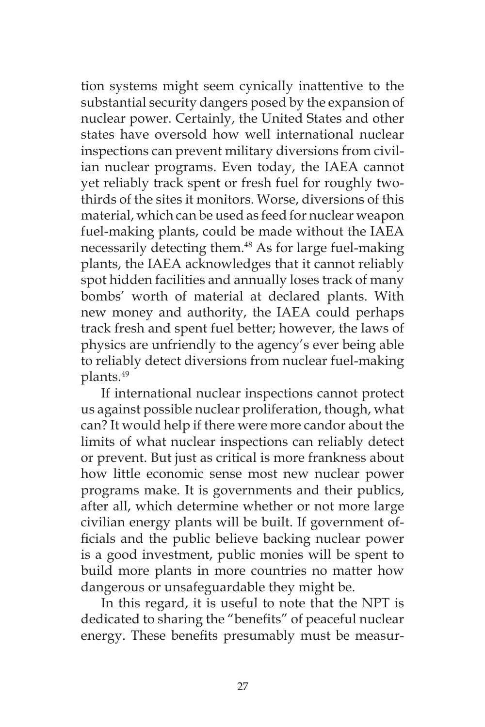tion systems might seem cynically inattentive to the substantial security dangers posed by the expansion of nuclear power. Certainly, the United States and other states have oversold how well international nuclear inspections can prevent military diversions from civilian nuclear programs. Even today, the IAEA cannot yet reliably track spent or fresh fuel for roughly two-thirds of the sites it monitors. Worse, diversions of this material, which can be used as feed for nuclear weapon fuel-making plants, could be made without the IAEA necessarily detecting them.[48] As for large fuel-making plants, the IAEA acknowledges that it cannot reliably spot hidden facilities and annually loses track of many bombs' worth of material at declared plants. With new money and authority, the IAEA could perhaps track fresh and spent fuel better; however, the laws of physics are unfriendly to the agency's ever being able to reliably detect diversions from nuclear fuel-making plants.[49]

If international nuclear inspections cannot protect us against possible nuclear proliferation, though, what can? It would help if there were more candor about the limits of what nuclear inspections can reliably detect or prevent. But just as critical is more frankness about how little economic sense most new nuclear power programs make. It is governments and their publics, after all, which determine whether or not more large civilian energy plants will be built. If government officials and the public believe backing nuclear power is a good investment, public monies will be spent to build more plants in more countries no matter how dangerous or unsafeguardable they might be.

In this regard, it is useful to note that the NPT is dedicated to sharing the "benefits" of peaceful nuclear energy. These benefits presumably must be measur-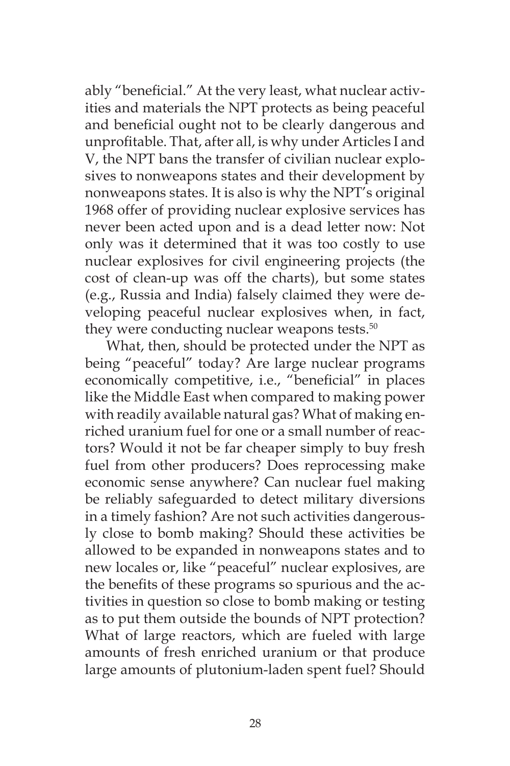ably "beneficial." At the very least, what nuclear activities and materials the NPT protects as being peaceful and beneficial ought not to be clearly dangerous and unprofitable. That, after all, is why under Articles I and V, the NPT bans the transfer of civilian nuclear explosives to nonweapons states and their development by nonweapons states. It is also is why the NPT's original 1968 offer of providing nuclear explosive services has never been acted upon and is a dead letter now: Not only was it determined that it was too costly to use nuclear explosives for civil engineering projects (the cost of clean-up was off the charts), but some states (e.g., Russia and India) falsely claimed they were developing peaceful nuclear explosives when, in fact, they were conducting nuclear weapons tests.[50]

What, then, should be protected under the NPT as being "peaceful" today? Are large nuclear programs economically competitive, i.e., "beneficial" in places like the Middle East when compared to making power with readily available natural gas? What of making enriched uranium fuel for one or a small number of reactors? Would it not be far cheaper simply to buy fresh fuel from other producers? Does reprocessing make economic sense anywhere? Can nuclear fuel making be reliably safeguarded to detect military diversions in a timely fashion? Are not such activities dangerously close to bomb making? Should these activities be allowed to be expanded in nonweapons states and to new locales or, like "peaceful" nuclear explosives, are the benefits of these programs so spurious and the activities in question so close to bomb making or testing as to put them outside the bounds of NPT protection? What of large reactors, which are fueled with large amounts of fresh enriched uranium or that produce large amounts of plutonium-laden spent fuel? Should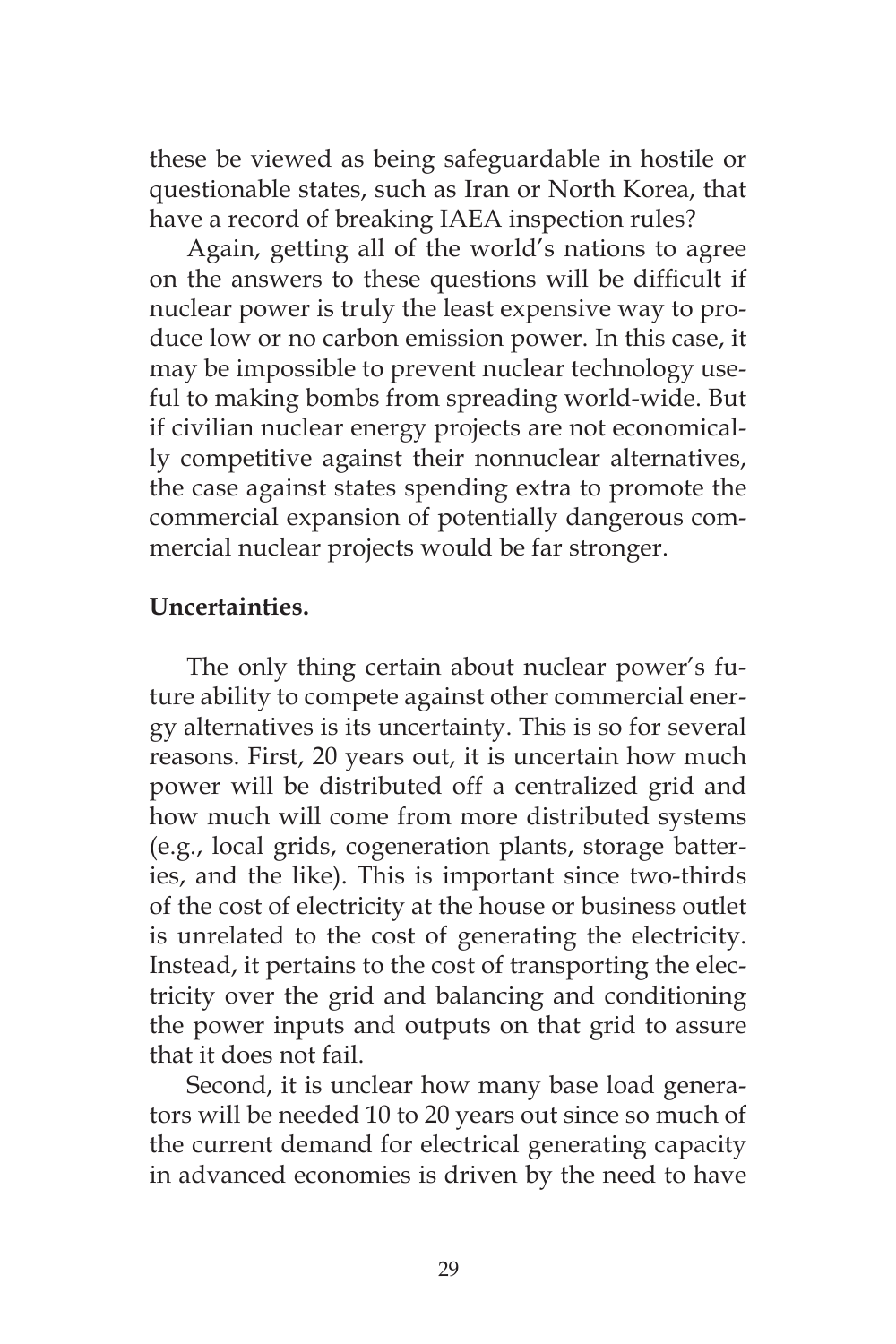these be viewed as being safeguardable in hostile or questionable states, such as Iran or North Korea, that have a record of breaking IAEA inspection rules?

Again, getting all of the world's nations to agree on the answers to these questions will be difficult if nuclear power is truly the least expensive way to produce low or no carbon emission power. In this case, it may be impossible to prevent nuclear technology useful to making bombs from spreading world-wide. But if civilian nuclear energy projects are not economically competitive against their nonnuclear alternatives, the case against states spending extra to promote the commercial expansion of potentially dangerous commercial nuclear projects would be far stronger.

**Uncertainties.**

The only thing certain about nuclear power's future ability to compete against other commercial energy alternatives is its uncertainty. This is so for several reasons. First, 20 years out, it is uncertain how much power will be distributed off a centralized grid and how much will come from more distributed systems (e.g., local grids, cogeneration plants, storage batteries, and the like). This is important since two-thirds of the cost of electricity at the house or business outlet is unrelated to the cost of generating the electricity. Instead, it pertains to the cost of transporting the electricity over the grid and balancing and conditioning the power inputs and outputs on that grid to assure that it does not fail.

Second, it is unclear how many base load generators will be needed 10 to 20 years out since so much of the current demand for electrical generating capacity in advanced economies is driven by the need to have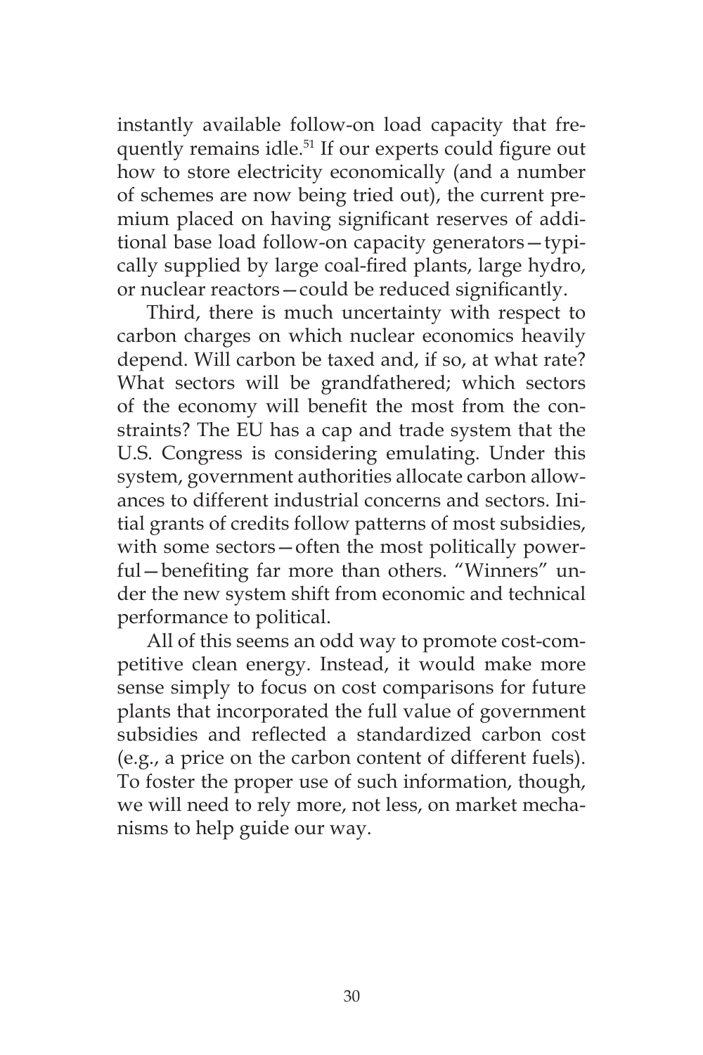instantly available follow-on load capacity that frequently remains idle.[51] If our experts could figure out how to store electricity economically (and a number of schemes are now being tried out), the current premium placed on having significant reserves of additional base load follow-on capacity generators—typically supplied by large coal-fired plants, large hydro, or nuclear reactors—could be reduced significantly.

Third, there is much uncertainty with respect to carbon charges on which nuclear economics heavily depend. Will carbon be taxed and, if so, at what rate? What sectors will be grandfathered; which sectors of the economy will benefit the most from the constraints? The EU has a cap and trade system that the U.S. Congress is considering emulating. Under this system, government authorities allocate carbon allowances to different industrial concerns and sectors. Initial grants of credits follow patterns of most subsidies, with some sectors—often the most politically powerful—benefiting far more than others. "Winners" under the new system shift from economic and technical performance to political.

All of this seems an odd way to promote cost-competitive clean energy. Instead, it would make more sense simply to focus on cost comparisons for future plants that incorporated the full value of government subsidies and reflected a standardized carbon cost (e.g., a price on the carbon content of different fuels). To foster the proper use of such information, though, we will need to rely more, not less, on market mechanisms to help guide our way.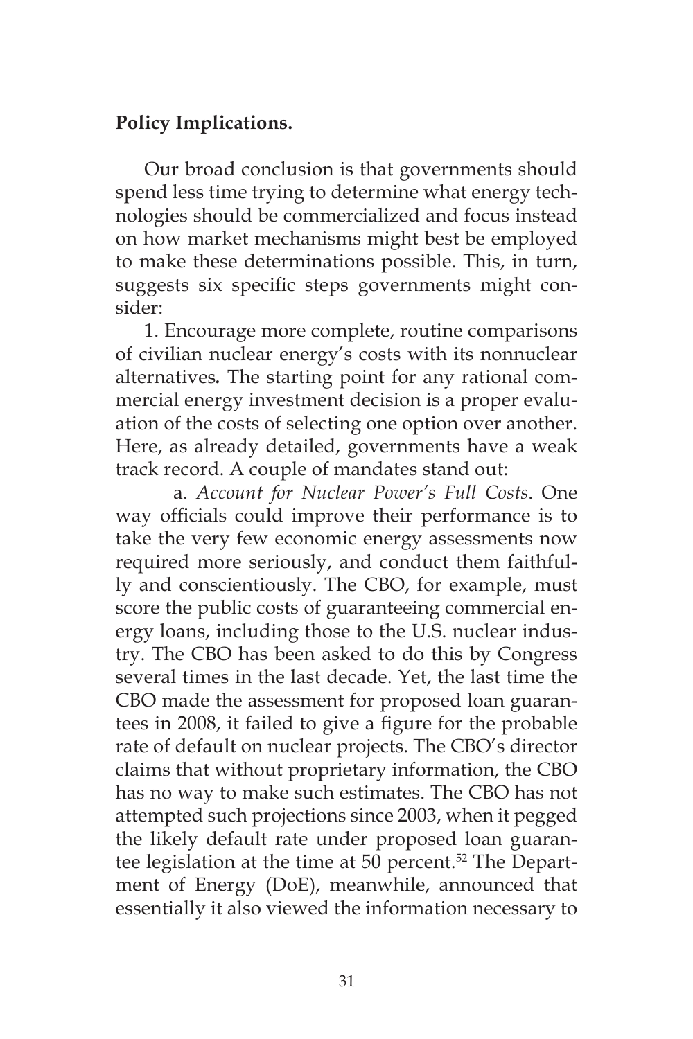**Policy Implications.**

Our broad conclusion is that governments should spend less time trying to determine what energy technologies should be commercialized and focus instead on how market mechanisms might best be employed to make these determinations possible. This, in turn, suggests six specific steps governments might consider:

1. Encourage more complete, routine comparisons of civilian nuclear energy's costs with its nonnuclear alternatives**.** The starting point for any rational commercial energy investment decision is a proper evaluation of the costs of selecting one option over another. Here, as already detailed, governments have a weak track record. A couple of mandates stand out:

a. *Account for Nuclear Power's Full Costs*. One way officials could improve their performance is to take the very few economic energy assessments now required more seriously, and conduct them faithfully and conscientiously. The CBO, for example, must score the public costs of guaranteeing commercial energy loans, including those to the U.S. nuclear industry. The CBO has been asked to do this by Congress several times in the last decade. Yet, the last time the CBO made the assessment for proposed loan guarantees in 2008, it failed to give a figure for the probable rate of default on nuclear projects. The CBO's director claims that without proprietary information, the CBO has no way to make such estimates. The CBO has not attempted such projections since 2003, when it pegged the likely default rate under proposed loan guarantee legislation at the time at 50 percent.[52] The Department of Energy (DoE), meanwhile, announced that essentially it also viewed the information necessary to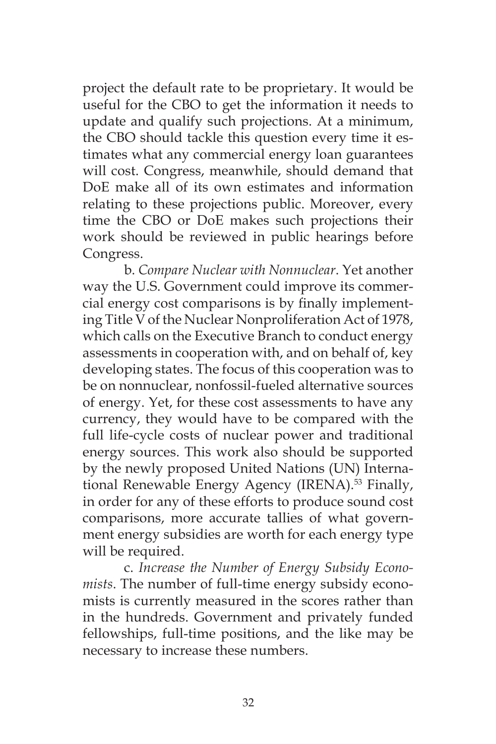project the default rate to be proprietary. It would be useful for the CBO to get the information it needs to update and qualify such projections. At a minimum, the CBO should tackle this question every time it estimates what any commercial energy loan guarantees will cost. Congress, meanwhile, should demand that DoE make all of its own estimates and information relating to these projections public. Moreover, every time the CBO or DoE makes such projections their work should be reviewed in public hearings before Congress.

b. *Compare Nuclear with Nonnuclear*. Yet another way the U.S. Government could improve its commercial energy cost comparisons is by finally implementing Title V of the Nuclear Nonproliferation Act of 1978, which calls on the Executive Branch to conduct energy assessments in cooperation with, and on behalf of, key developing states. The focus of this cooperation was to be on nonnuclear, nonfossil-fueled alternative sources of energy. Yet, for these cost assessments to have any currency, they would have to be compared with the full life-cycle costs of nuclear power and traditional energy sources. This work also should be supported by the newly proposed United Nations (UN) International Renewable Energy Agency (IRENA).[53] Finally, in order for any of these efforts to produce sound cost comparisons, more accurate tallies of what government energy subsidies are worth for each energy type will be required.

c. *Increase the Number of Energy Subsidy Economists*. The number of full-time energy subsidy economists is currently measured in the scores rather than in the hundreds. Government and privately funded fellowships, full-time positions, and the like may be necessary to increase these numbers.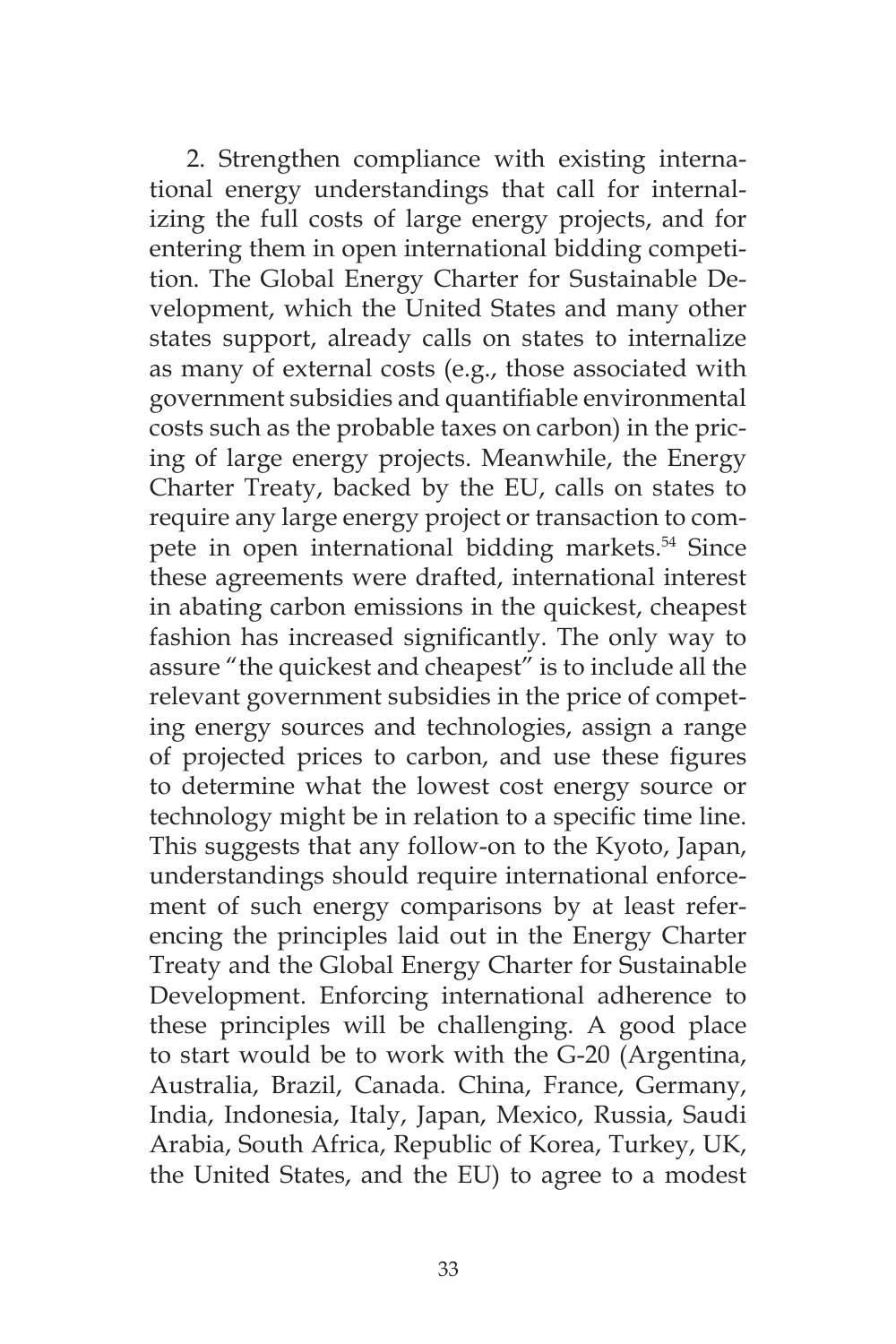2. Strengthen compliance with existing international energy understandings that call for internalizing the full costs of large energy projects, and for entering them in open international bidding competition. The Global Energy Charter for Sustainable Development, which the United States and many other states support, already calls on states to internalize as many of external costs (e.g., those associated with government subsidies and quantifiable environmental costs such as the probable taxes on carbon) in the pricing of large energy projects. Meanwhile, the Energy Charter Treaty, backed by the EU, calls on states to require any large energy project or transaction to compete in open international bidding markets.[54] Since these agreements were drafted, international interest in abating carbon emissions in the quickest, cheapest fashion has increased significantly. The only way to assure "the quickest and cheapest" is to include all the relevant government subsidies in the price of competing energy sources and technologies, assign a range of projected prices to carbon, and use these figures to determine what the lowest cost energy source or technology might be in relation to a specific time line. This suggests that any follow-on to the Kyoto, Japan, understandings should require international enforcement of such energy comparisons by at least referencing the principles laid out in the Energy Charter Treaty and the Global Energy Charter for Sustainable Development. Enforcing international adherence to these principles will be challenging. A good place to start would be to work with the G-20 (Argentina, Australia, Brazil, Canada. China, France, Germany, India, Indonesia, Italy, Japan, Mexico, Russia, Saudi Arabia, South Africa, Republic of Korea, Turkey, UK, the United States, and the EU) to agree to a modest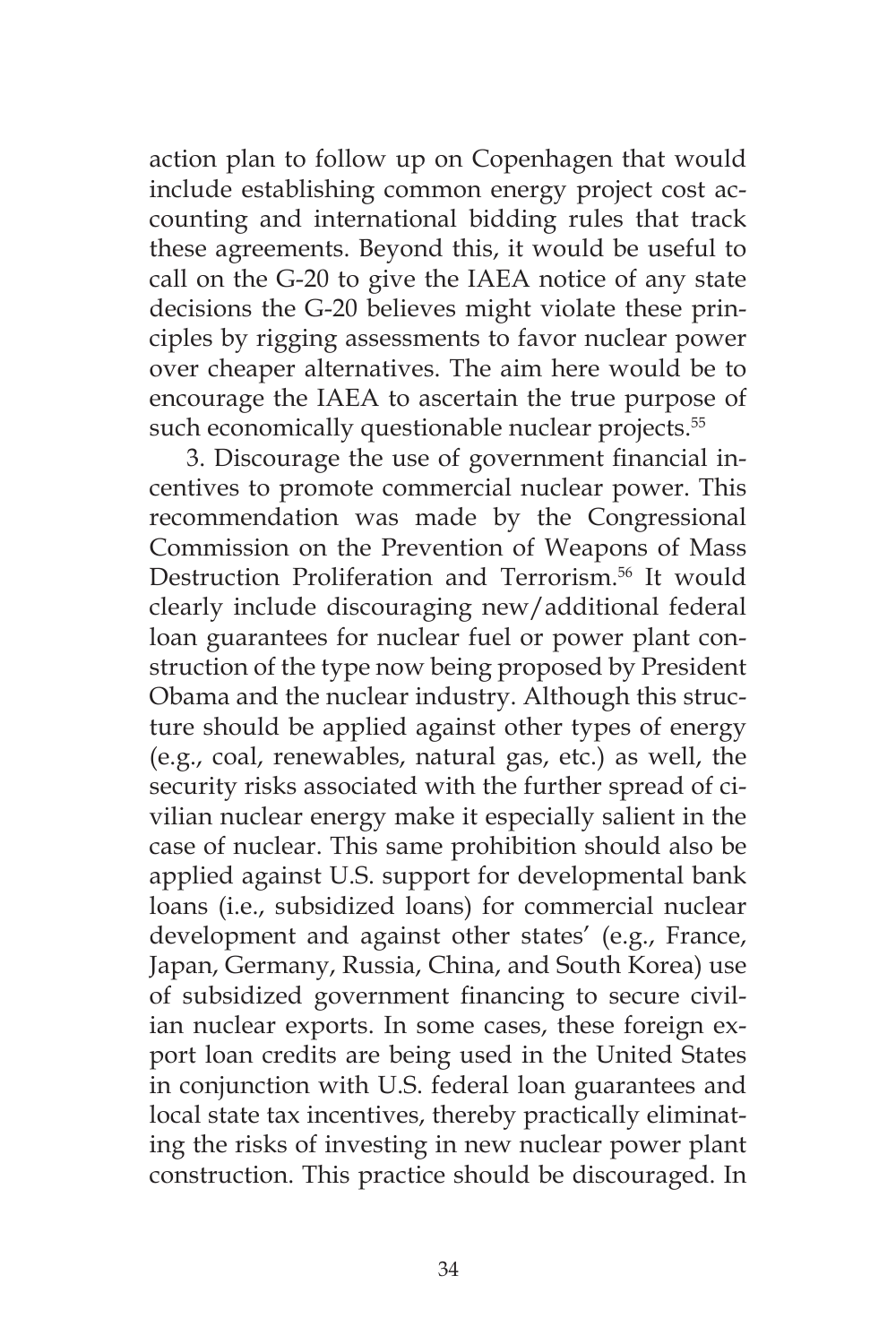action plan to follow up on Copenhagen that would include establishing common energy project cost accounting and international bidding rules that track these agreements. Beyond this, it would be useful to call on the G-20 to give the IAEA notice of any state decisions the G-20 believes might violate these principles by rigging assessments to favor nuclear power over cheaper alternatives. The aim here would be to encourage the IAEA to ascertain the true purpose of such economically questionable nuclear projects.[55]

3. Discourage the use of government financial incentives to promote commercial nuclear power. This recommendation was made by the Congressional Commission on the Prevention of Weapons of Mass Destruction Proliferation and Terrorism.[56] It would clearly include discouraging new/additional federal loan guarantees for nuclear fuel or power plant construction of the type now being proposed by President Obama and the nuclear industry. Although this structure should be applied against other types of energy (e.g., coal, renewables, natural gas, etc.) as well, the security risks associated with the further spread of civilian nuclear energy make it especially salient in the case of nuclear. This same prohibition should also be applied against U.S. support for developmental bank loans (i.e., subsidized loans) for commercial nuclear development and against other states' (e.g., France, Japan, Germany, Russia, China, and South Korea) use of subsidized government financing to secure civilian nuclear exports. In some cases, these foreign export loan credits are being used in the United States in conjunction with U.S. federal loan guarantees and local state tax incentives, thereby practically eliminating the risks of investing in new nuclear power plant construction. This practice should be discouraged. In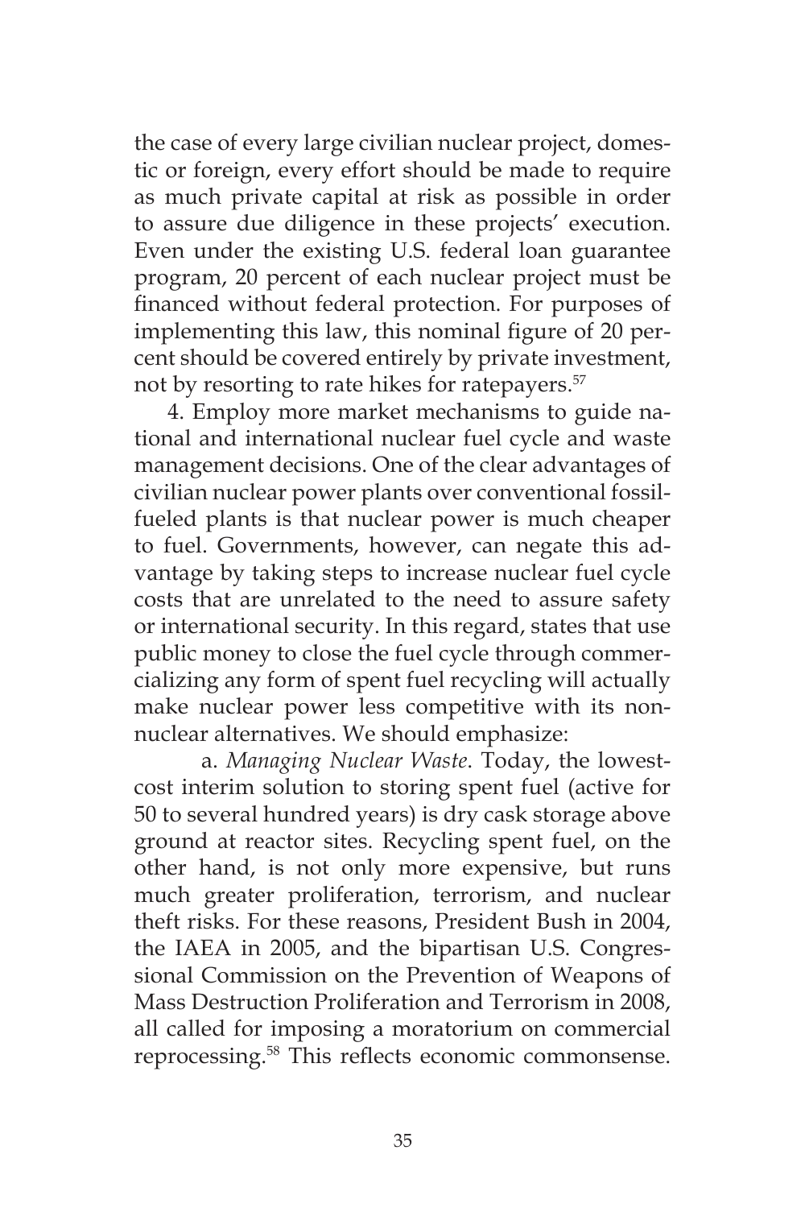the case of every large civilian nuclear project, domestic or foreign, every effort should be made to require as much private capital at risk as possible in order to assure due diligence in these projects' execution. Even under the existing U.S. federal loan guarantee program, 20 percent of each nuclear project must be financed without federal protection. For purposes of implementing this law, this nominal figure of 20 percent should be covered entirely by private investment, not by resorting to rate hikes for ratepayers.[57]

4. Employ more market mechanisms to guide national and international nuclear fuel cycle and waste management decisions. One of the clear advantages of civilian nuclear power plants over conventional fossil-fueled plants is that nuclear power is much cheaper to fuel. Governments, however, can negate this advantage by taking steps to increase nuclear fuel cycle costs that are unrelated to the need to assure safety or international security. In this regard, states that use public money to close the fuel cycle through commercializing any form of spent fuel recycling will actually make nuclear power less competitive with its non-nuclear alternatives. We should emphasize:

a. *Managing Nuclear Waste*. Today, the lowest-cost interim solution to storing spent fuel (active for 50 to several hundred years) is dry cask storage above ground at reactor sites. Recycling spent fuel, on the other hand, is not only more expensive, but runs much greater proliferation, terrorism, and nuclear theft risks. For these reasons, President Bush in 2004, the IAEA in 2005, and the bipartisan U.S. Congressional Commission on the Prevention of Weapons of Mass Destruction Proliferation and Terrorism in 2008, all called for imposing a moratorium on commercial reprocessing.[58] This reflects economic commonsense.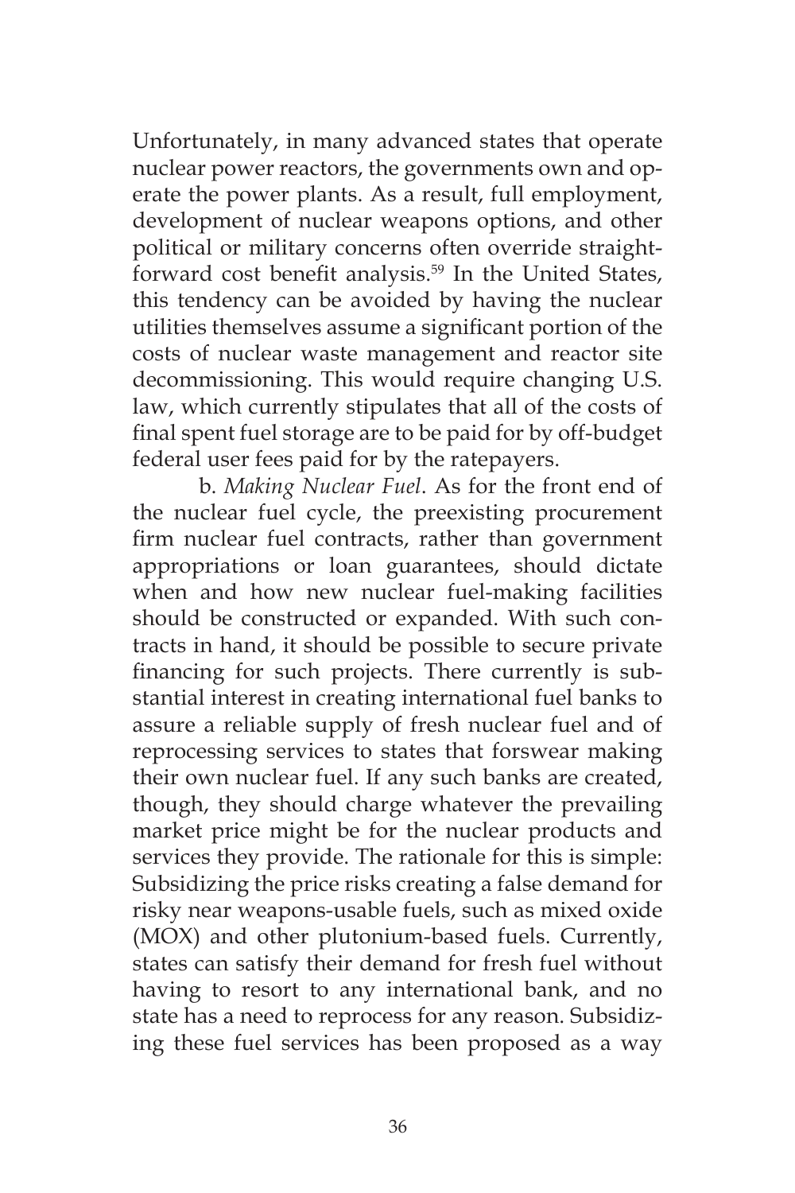Unfortunately, in many advanced states that operate nuclear power reactors, the governments own and operate the power plants. As a result, full employment, development of nuclear weapons options, and other political or military concerns often override straightforward cost benefit analysis.[59] In the United States, this tendency can be avoided by having the nuclear utilities themselves assume a significant portion of the costs of nuclear waste management and reactor site decommissioning. This would require changing U.S. law, which currently stipulates that all of the costs of final spent fuel storage are to be paid for by off-budget federal user fees paid for by the ratepayers.

b. *Making Nuclear Fuel*. As for the front end of the nuclear fuel cycle, the preexisting procurement firm nuclear fuel contracts, rather than government appropriations or loan guarantees, should dictate when and how new nuclear fuel-making facilities should be constructed or expanded. With such contracts in hand, it should be possible to secure private financing for such projects. There currently is substantial interest in creating international fuel banks to assure a reliable supply of fresh nuclear fuel and of reprocessing services to states that forswear making their own nuclear fuel. If any such banks are created, though, they should charge whatever the prevailing market price might be for the nuclear products and services they provide. The rationale for this is simple: Subsidizing the price risks creating a false demand for risky near weapons-usable fuels, such as mixed oxide (MOX) and other plutonium-based fuels. Currently, states can satisfy their demand for fresh fuel without having to resort to any international bank, and no state has a need to reprocess for any reason. Subsidizing these fuel services has been proposed as a way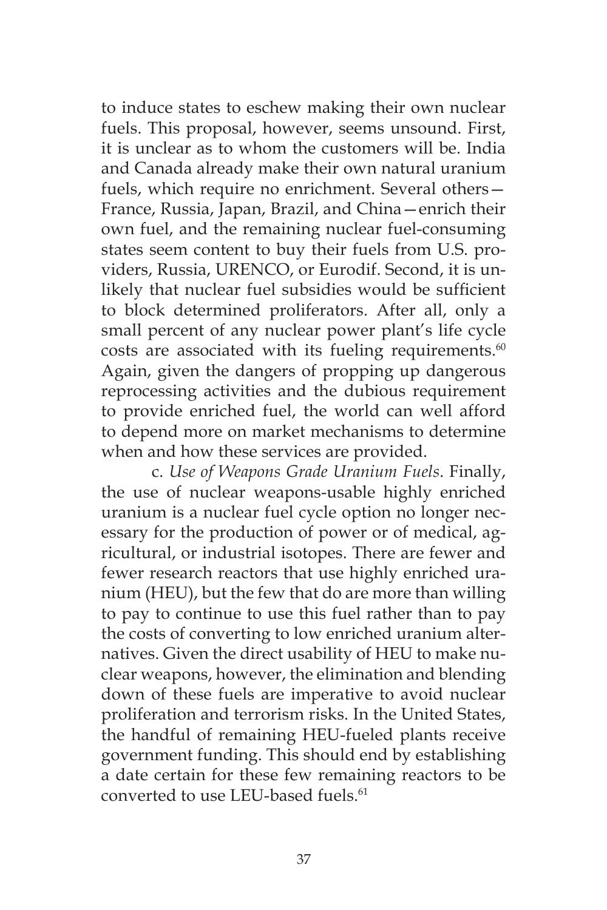to induce states to eschew making their own nuclear fuels. This proposal, however, seems unsound. First, it is unclear as to whom the customers will be. India and Canada already make their own natural uranium fuels, which require no enrichment. Several others—France, Russia, Japan, Brazil, and China—enrich their own fuel, and the remaining nuclear fuel-consuming states seem content to buy their fuels from U.S. providers, Russia, URENCO, or Eurodif. Second, it is unlikely that nuclear fuel subsidies would be sufficient to block determined proliferators. After all, only a small percent of any nuclear power plant's life cycle costs are associated with its fueling requirements.[60] Again, given the dangers of propping up dangerous reprocessing activities and the dubious requirement to provide enriched fuel, the world can well afford to depend more on market mechanisms to determine when and how these services are provided.

c. *Use of Weapons Grade Uranium Fuels*. Finally, the use of nuclear weapons-usable highly enriched uranium is a nuclear fuel cycle option no longer necessary for the production of power or of medical, agricultural, or industrial isotopes. There are fewer and fewer research reactors that use highly enriched uranium (HEU), but the few that do are more than willing to pay to continue to use this fuel rather than to pay the costs of converting to low enriched uranium alternatives. Given the direct usability of HEU to make nuclear weapons, however, the elimination and blending down of these fuels are imperative to avoid nuclear proliferation and terrorism risks. In the United States, the handful of remaining HEU-fueled plants receive government funding. This should end by establishing a date certain for these few remaining reactors to be converted to use LEU-based fuels.[61]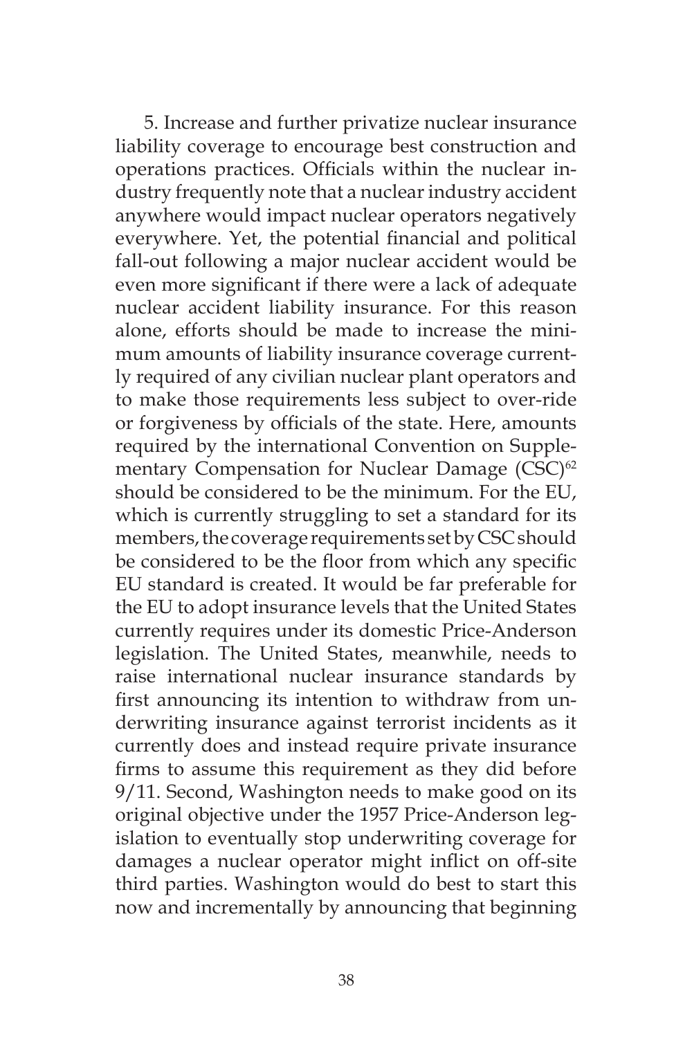5. Increase and further privatize nuclear insurance liability coverage to encourage best construction and operations practices. Officials within the nuclear industry frequently note that a nuclear industry accident anywhere would impact nuclear operators negatively everywhere. Yet, the potential financial and political fall-out following a major nuclear accident would be even more significant if there were a lack of adequate nuclear accident liability insurance. For this reason alone, efforts should be made to increase the minimum amounts of liability insurance coverage currently required of any civilian nuclear plant operators and to make those requirements less subject to over-ride or forgiveness by officials of the state. Here, amounts required by the international Convention on Supplementary Compensation for Nuclear Damage (CSC)[62] should be considered to be the minimum. For the EU, which is currently struggling to set a standard for its members, the coverage requirements set by CSC should be considered to be the floor from which any specific EU standard is created. It would be far preferable for the EU to adopt insurance levels that the United States currently requires under its domestic Price-Anderson legislation. The United States, meanwhile, needs to raise international nuclear insurance standards by first announcing its intention to withdraw from underwriting insurance against terrorist incidents as it currently does and instead require private insurance firms to assume this requirement as they did before 9/11. Second, Washington needs to make good on its original objective under the 1957 Price-Anderson legislation to eventually stop underwriting coverage for damages a nuclear operator might inflict on off-site third parties. Washington would do best to start this now and incrementally by announcing that beginning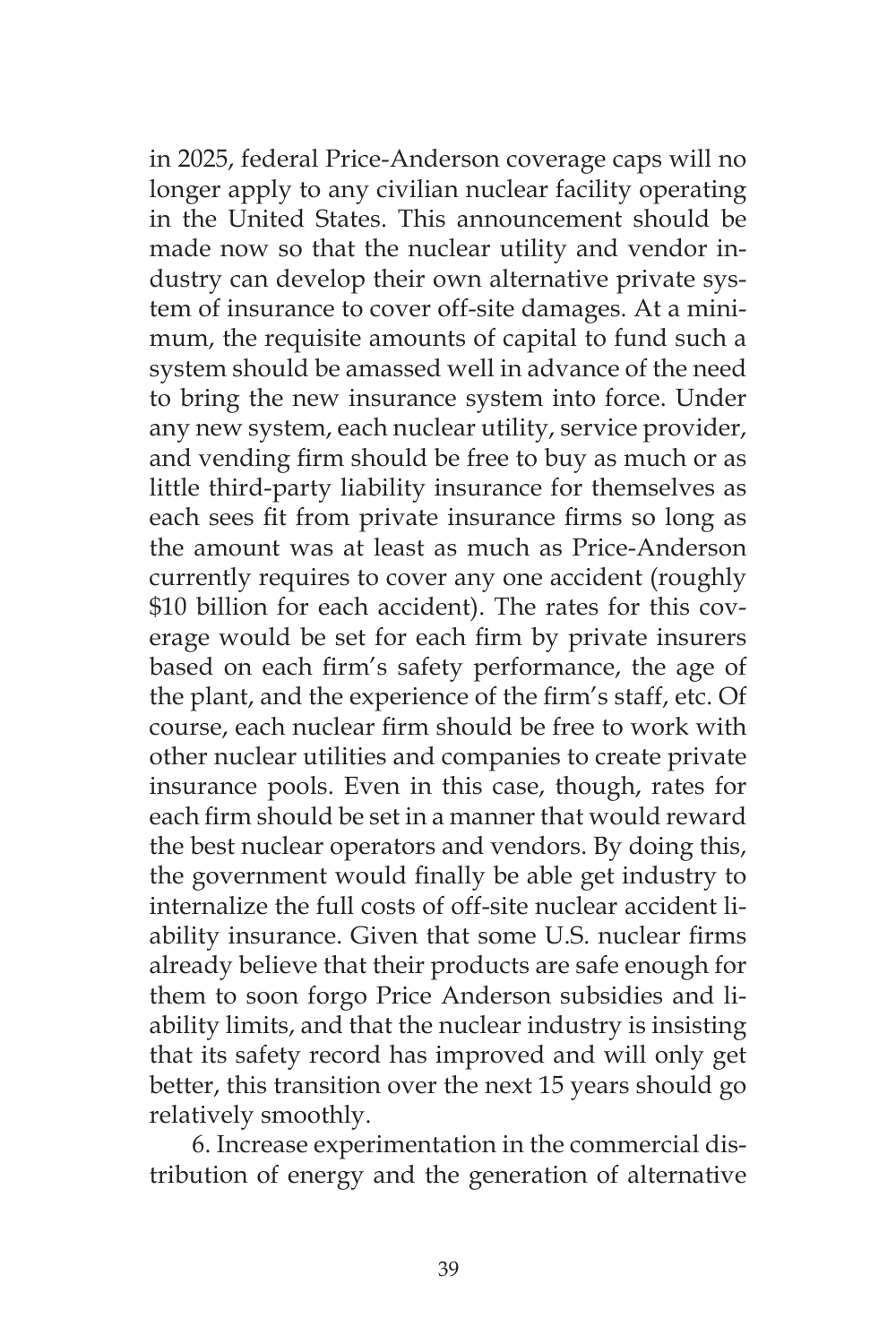in 2025, federal Price-Anderson coverage caps will no longer apply to any civilian nuclear facility operating in the United States. This announcement should be made now so that the nuclear utility and vendor industry can develop their own alternative private system of insurance to cover off-site damages. At a minimum, the requisite amounts of capital to fund such a system should be amassed well in advance of the need to bring the new insurance system into force. Under any new system, each nuclear utility, service provider, and vending firm should be free to buy as much or as little third-party liability insurance for themselves as each sees fit from private insurance firms so long as the amount was at least as much as Price-Anderson currently requires to cover any one accident (roughly $10 billion for each accident). The rates for this coverage would be set for each firm by private insurers based on each firm's safety performance, the age of the plant, and the experience of the firm's staff, etc. Of course, each nuclear firm should be free to work with other nuclear utilities and companies to create private insurance pools. Even in this case, though, rates for each firm should be set in a manner that would reward the best nuclear operators and vendors. By doing this, the government would finally be able get industry to internalize the full costs of off-site nuclear accident liability insurance. Given that some U.S. nuclear firms already believe that their products are safe enough for them to soon forgo Price Anderson subsidies and liability limits, and that the nuclear industry is insisting that its safety record has improved and will only get better, this transition over the next 15 years should go relatively smoothly.

6. Increase experimentation in the commercial distribution of energy and the generation of alternative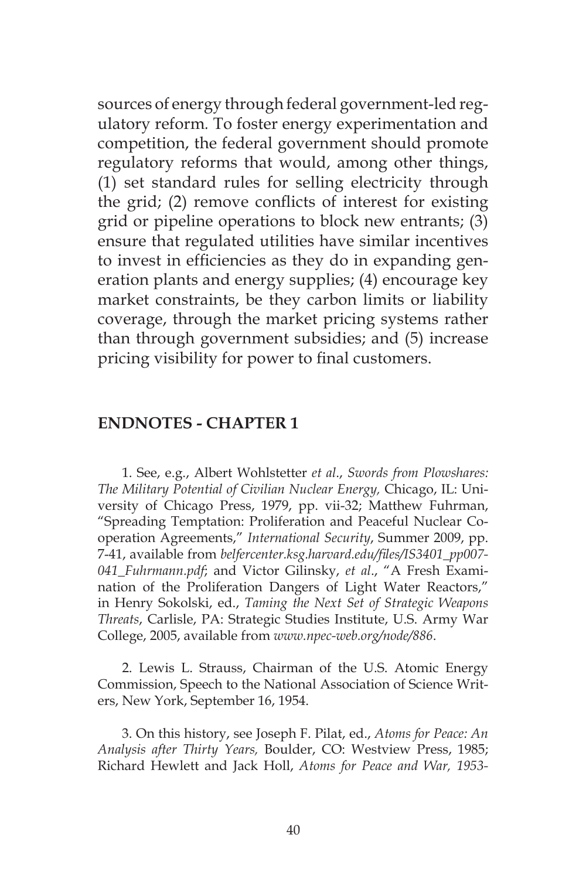sources of energy through federal government-led regulatory reform. To foster energy experimentation and competition, the federal government should promote regulatory reforms that would, among other things, (1) set standard rules for selling electricity through the grid; (2) remove conflicts of interest for existing grid or pipeline operations to block new entrants; (3) ensure that regulated utilities have similar incentives to invest in efficiencies as they do in expanding generation plants and energy supplies; (4) encourage key market constraints, be they carbon limits or liability coverage, through the market pricing systems rather than through government subsidies; and (5) increase pricing visibility for power to final customers.

## ENDNOTES - CHAPTER 1

1. See, e.g., Albert Wohlstetter *et al*., *Swords from Plowshares: The Military Potential of Civilian Nuclear Energy,* Chicago, IL: University of Chicago Press, 1979, pp. vii-32; Matthew Fuhrman, "Spreading Temptation: Proliferation and Peaceful Nuclear Cooperation Agreements," *International Security*, Summer 2009, pp. 7-41, available from *belfercenter.ksg.harvard.edu/files/IS3401_pp007-041_Fuhrmann.pdf*; and Victor Gilinsky, *et al*., "A Fresh Examination of the Proliferation Dangers of Light Water Reactors," in Henry Sokolski, ed., *Taming the Next Set of Strategic Weapons Threats*, Carlisle, PA: Strategic Studies Institute, U.S. Army War College, 2005, available from *www.npec-web.org/node/886*.

2. Lewis L. Strauss, Chairman of the U.S. Atomic Energy Commission, Speech to the National Association of Science Writers, New York, September 16, 1954.

3. On this history, see Joseph F. Pilat, ed., *Atoms for Peace: An Analysis after Thirty Years,* Boulder, CO: Westview Press, 1985; Richard Hewlett and Jack Holl, *Atoms for Peace and War, 1953-*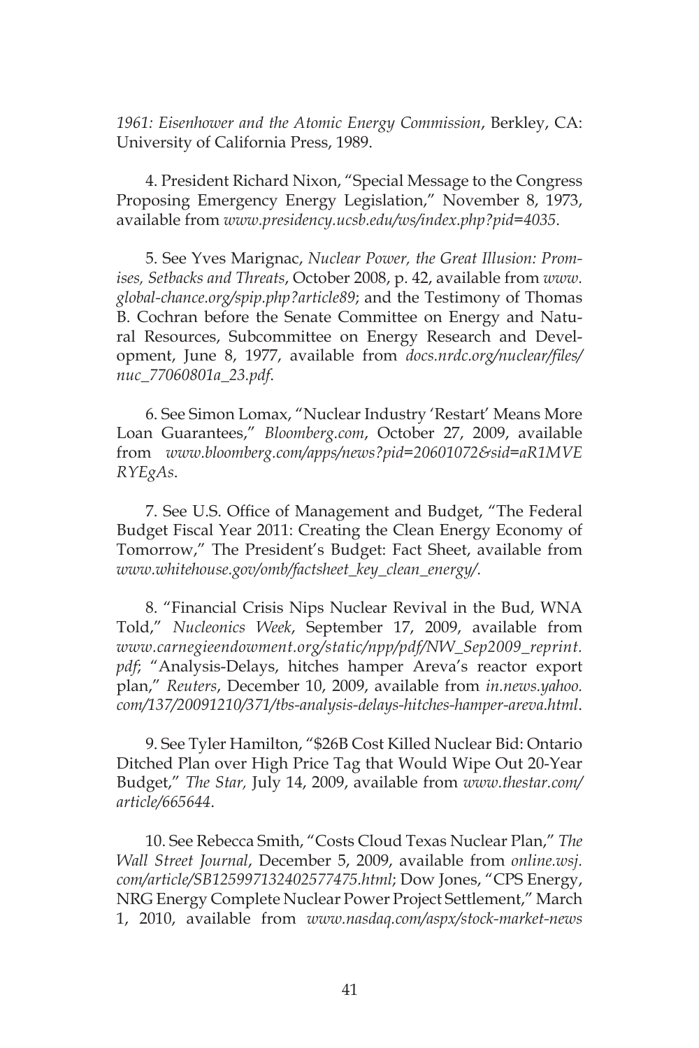*1961: Eisenhower and the Atomic Energy Commission*, Berkley, CA: University of California Press, 1989.

4. President Richard Nixon, "Special Message to the Congress Proposing Emergency Energy Legislation," November 8, 1973, available from *www.presidency.ucsb.edu/ws/index.php?pid=4035*.

5. See Yves Marignac, *Nuclear Power, the Great Illusion: Promises, Setbacks and Threats*, October 2008, p. 42, available from *www.global-chance.org/spip.php?article89*; and the Testimony of Thomas B. Cochran before the Senate Committee on Energy and Natural Resources, Subcommittee on Energy Research and Development, June 8, 1977, available from *docs.nrdc.org/nuclear/files/nuc_77060801a_23.pdf*.

6. See Simon Lomax, "Nuclear Industry 'Restart' Means More Loan Guarantees," *Bloomberg.com*, October 27, 2009, available from *www.bloomberg.com/apps/news?pid=20601072&sid=aR1MVERYEgAs*.

7. See U.S. Office of Management and Budget, "The Federal Budget Fiscal Year 2011: Creating the Clean Energy Economy of Tomorrow," The President's Budget: Fact Sheet, available from *www.whitehouse.gov/omb/factsheet_key_clean_energy/*.

8. "Financial Crisis Nips Nuclear Revival in the Bud, WNA Told," *Nucleonics Week*, September 17, 2009, available from *www.carnegieendowment.org/static/npp/pdf/NW_Sep2009_reprint.pdf*; "Analysis-Delays, hitches hamper Areva's reactor export plan," *Reuters*, December 10, 2009, available from *in.news.yahoo.com/137/20091210/371/tbs-analysis-delays-hitches-hamper-areva.html*.

9. See Tyler Hamilton, "$26B Cost Killed Nuclear Bid: Ontario Ditched Plan over High Price Tag that Would Wipe Out 20-Year Budget," *The Star,* July 14, 2009, available from *www.thestar.com/article/665644*.

10. See Rebecca Smith, "Costs Cloud Texas Nuclear Plan," *The Wall Street Journal*, December 5, 2009, available from *online.wsj.com/article/SB125997132402577475.html*; Dow Jones, "CPS Energy, NRG Energy Complete Nuclear Power Project Settlement," March 1, 2010, available from *www.nasdaq.com/aspx/stock-market-news*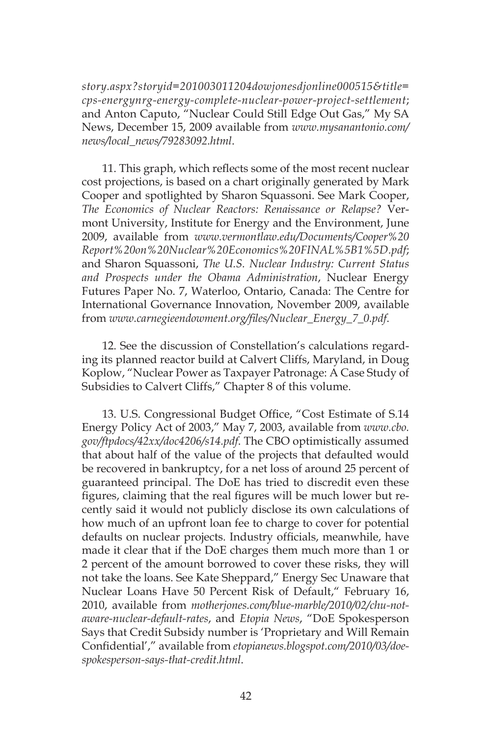*story.aspx?storyid=201003011204dowjonesdjonline000515&title=cps-energynrg-energy-complete-nuclear-power-project-settlement*; and Anton Caputo, "Nuclear Could Still Edge Out Gas," My SA News, December 15, 2009 available from *www.mysanantonio.com/news/local_news/79283092.html*.

11. This graph, which reflects some of the most recent nuclear cost projections, is based on a chart originally generated by Mark Cooper and spotlighted by Sharon Squassoni. See Mark Cooper, *The Economics of Nuclear Reactors: Renaissance or Relapse?* Vermont University, Institute for Energy and the Environment, June 2009, available from *www.vermontlaw.edu/Documents/Cooper%20Report%20on%20Nuclear%20Economics%20FINAL%5B1%5D.pdf*; and Sharon Squassoni, *The U.S. Nuclear Industry: Current Status and Prospects under the Obama Administration*, Nuclear Energy Futures Paper No. 7, Waterloo, Ontario, Canada: The Centre for International Governance Innovation, November 2009, available from *www.carnegieendowment.org/files/Nuclear_Energy_7_0.pdf*.

12. See the discussion of Constellation's calculations regarding its planned reactor build at Calvert Cliffs, Maryland, in Doug Koplow, "Nuclear Power as Taxpayer Patronage: A Case Study of Subsidies to Calvert Cliffs," Chapter 8 of this volume.

13. U.S. Congressional Budget Office, "Cost Estimate of S.14 Energy Policy Act of 2003," May 7, 2003, available from *www.cbo.gov/ftpdocs/42xx/doc4206/s14.pdf*. The CBO optimistically assumed that about half of the value of the projects that defaulted would be recovered in bankruptcy, for a net loss of around 25 percent of guaranteed principal. The DoE has tried to discredit even these figures, claiming that the real figures will be much lower but recently said it would not publicly disclose its own calculations of how much of an upfront loan fee to charge to cover for potential defaults on nuclear projects. Industry officials, meanwhile, have made it clear that if the DoE charges them much more than 1 or 2 percent of the amount borrowed to cover these risks, they will not take the loans. See Kate Sheppard," Energy Sec Unaware that Nuclear Loans Have 50 Percent Risk of Default," February 16, 2010, available from *motherjones.com/blue-marble/2010/02/chu-not-aware-nuclear-default-rates*, and *Etopia News*, "DoE Spokesperson Says that Credit Subsidy number is 'Proprietary and Will Remain Confidential'," available from *etopianews.blogspot.com/2010/03/doe-spokesperson-says-that-credit.html*.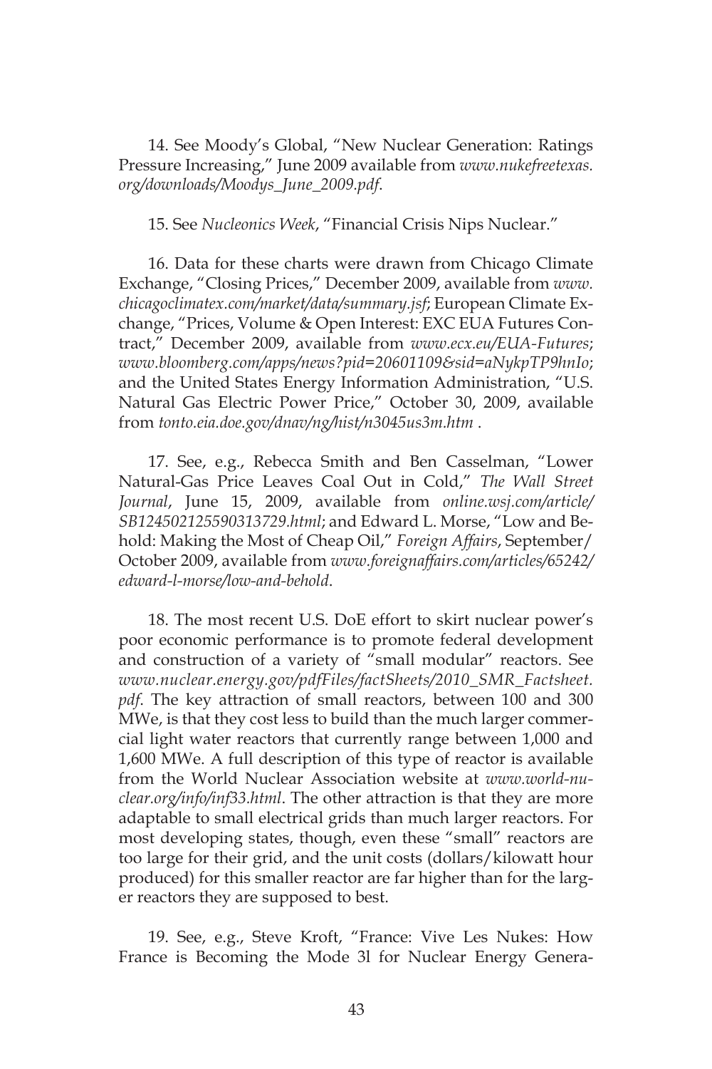14. See Moody's Global, "New Nuclear Generation: Ratings Pressure Increasing," June 2009 available from *www.nukefreetexas.org/downloads/Moodys_June_2009.pdf*.

15. See *Nucleonics Week*, "Financial Crisis Nips Nuclear."

16. Data for these charts were drawn from Chicago Climate Exchange, "Closing Prices," December 2009, available from *www.chicagoclimatex.com/market/data/summary.jsf*; European Climate Exchange, "Prices, Volume & Open Interest: EXC EUA Futures Contract," December 2009, available from *www.ecx.eu/EUA-Futures*; *www.bloomberg.com/apps/news?pid=20601109&sid=aNykpTP9hnIo*; and the United States Energy Information Administration, "U.S. Natural Gas Electric Power Price," October 30, 2009, available from *tonto.eia.doe.gov/dnav/ng/hist/n3045us3m.htm* .

17. See, e.g., Rebecca Smith and Ben Casselman, "Lower Natural-Gas Price Leaves Coal Out in Cold," *The Wall Street Journal*, June 15, 2009, available from *online.wsj.com/article/SB124502125590313729.html*; and Edward L. Morse, "Low and Behold: Making the Most of Cheap Oil," *Foreign Affairs*, September/October 2009, available from *www.foreignaffairs.com/articles/65242/edward-l-morse/low-and-behold*.

18. The most recent U.S. DoE effort to skirt nuclear power's poor economic performance is to promote federal development and construction of a variety of "small modular" reactors. See *www.nuclear.energy.gov/pdfFiles/factSheets/2010_SMR_Factsheet.pdf*. The key attraction of small reactors, between 100 and 300 MWe, is that they cost less to build than the much larger commercial light water reactors that currently range between 1,000 and 1,600 MWe. A full description of this type of reactor is available from the World Nuclear Association website at *www.world-nuclear.org/info/inf33.html*. The other attraction is that they are more adaptable to small electrical grids than much larger reactors. For most developing states, though, even these "small" reactors are too large for their grid, and the unit costs (dollars/kilowatt hour produced) for this smaller reactor are far higher than for the larger reactors they are supposed to best.

19. See, e.g., Steve Kroft, "France: Vive Les Nukes: How France is Becoming the Mode 3l for Nuclear Energy Genera-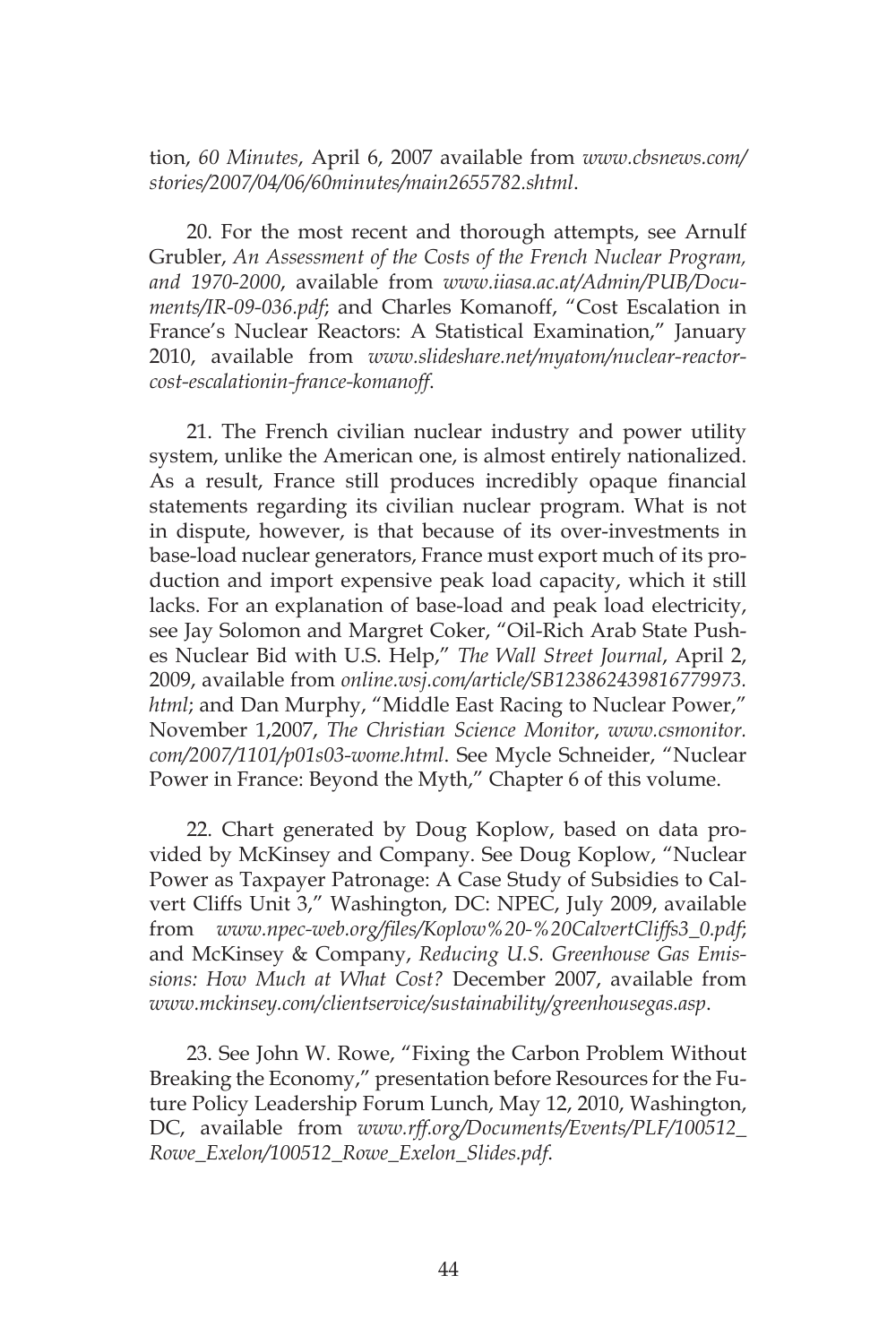tion, *60 Minutes*, April 6, 2007 available from *www.cbsnews.com/stories/2007/04/06/60minutes/main2655782.shtml*.

20. For the most recent and thorough attempts, see Arnulf Grubler, *An Assessment of the Costs of the French Nuclear Program, and 1970-2000*, available from *www.iiasa.ac.at/Admin/PUB/Documents/IR-09-036.pdf*; and Charles Komanoff, "Cost Escalation in France's Nuclear Reactors: A Statistical Examination," January 2010, available from *www.slideshare.net/myatom/nuclear-reactor-cost-escalationin-france-komanoff*.

21. The French civilian nuclear industry and power utility system, unlike the American one, is almost entirely nationalized. As a result, France still produces incredibly opaque financial statements regarding its civilian nuclear program. What is not in dispute, however, is that because of its over-investments in base-load nuclear generators, France must export much of its production and import expensive peak load capacity, which it still lacks. For an explanation of base-load and peak load electricity, see Jay Solomon and Margret Coker, "Oil-Rich Arab State Pushes Nuclear Bid with U.S. Help," *The Wall Street Journal*, April 2, 2009, available from *online.wsj.com/article/SB123862439816779973.html*; and Dan Murphy, "Middle East Racing to Nuclear Power," November 1,2007, *The Christian Science Monitor*, *www.csmonitor.com/2007/1101/p01s03-wome.html*. See Mycle Schneider, "Nuclear Power in France: Beyond the Myth," Chapter 6 of this volume.

22. Chart generated by Doug Koplow, based on data provided by McKinsey and Company. See Doug Koplow, "Nuclear Power as Taxpayer Patronage: A Case Study of Subsidies to Calvert Cliffs Unit 3," Washington, DC: NPEC, July 2009, available from *www.npec-web.org/files/Koplow%20-%20CalvertCliffs3_0.pdf*; and McKinsey & Company, *Reducing U.S. Greenhouse Gas Emissions: How Much at What Cost?* December 2007, available from *www.mckinsey.com/clientservice/sustainability/greenhousegas.asp*.

23. See John W. Rowe, "Fixing the Carbon Problem Without Breaking the Economy," presentation before Resources for the Future Policy Leadership Forum Lunch, May 12, 2010, Washington, DC, available from *www.rff.org/Documents/Events/PLF/100512_Rowe_Exelon/100512_Rowe_Exelon_Slides.pdf*.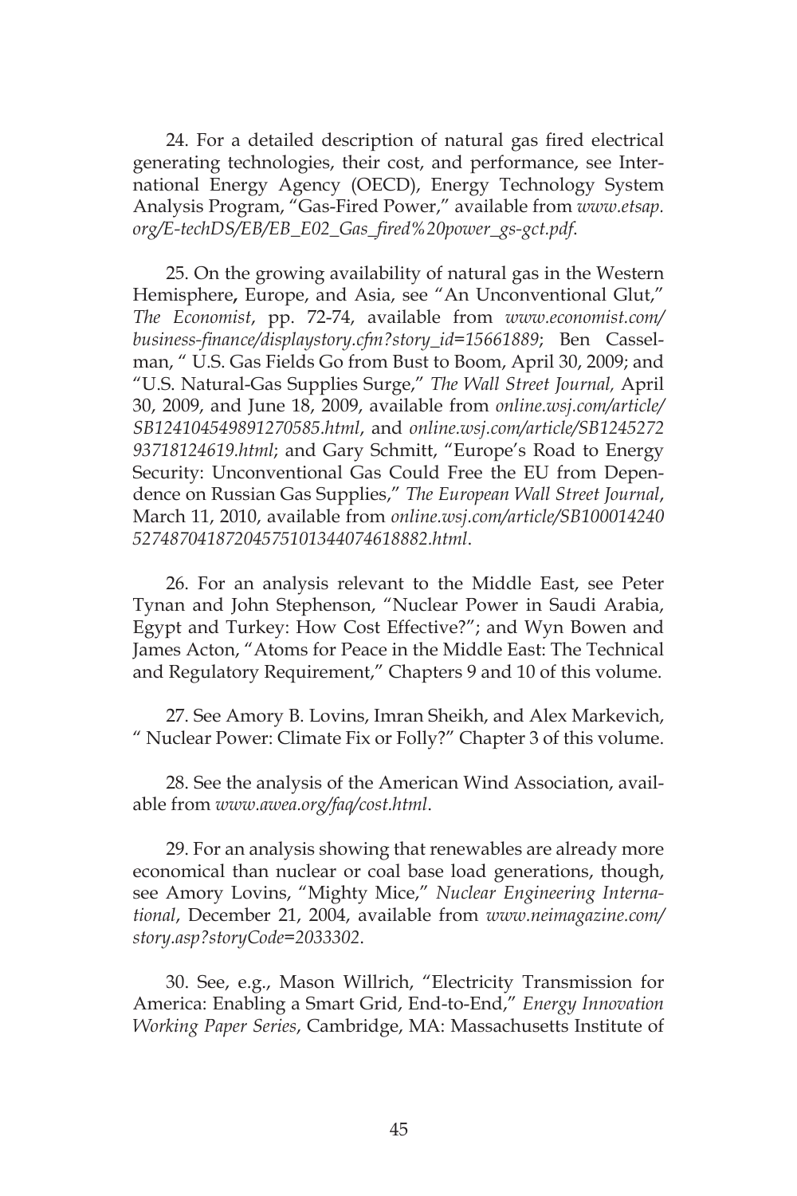24. For a detailed description of natural gas fired electrical generating technologies, their cost, and performance, see International Energy Agency (OECD), Energy Technology System Analysis Program, "Gas-Fired Power," available from *www.etsap.org/E-techDS/EB/EB_E02_Gas_fired%20power_gs-gct.pdf*.

25. On the growing availability of natural gas in the Western Hemisphere**,** Europe, and Asia, see "An Unconventional Glut," *The Economist*, pp. 72-74, available from *www.economist.com/business-finance/displaystory.cfm?story_id=15661889*; Ben Casselman, " U.S. Gas Fields Go from Bust to Boom, April 30, 2009; and "U.S. Natural-Gas Supplies Surge," *The Wall Street Journal,* April 30, 2009, and June 18, 2009, available from *online.wsj.com/article/SB124104549891270585.html*, and *online.wsj.com/article/SB124527293718124619.html*; and Gary Schmitt, "Europe's Road to Energy Security: Unconventional Gas Could Free the EU from Dependence on Russian Gas Supplies," *The European Wall Street Journal*, March 11, 2010, available from *online.wsj.com/article/SB10001424052748704187204575101344074618882.html*.

26. For an analysis relevant to the Middle East, see Peter Tynan and John Stephenson, "Nuclear Power in Saudi Arabia, Egypt and Turkey: How Cost Effective?"; and Wyn Bowen and James Acton, "Atoms for Peace in the Middle East: The Technical and Regulatory Requirement," Chapters 9 and 10 of this volume.

27. See Amory B. Lovins, Imran Sheikh, and Alex Markevich, " Nuclear Power: Climate Fix or Folly?" Chapter 3 of this volume.

28. See the analysis of the American Wind Association, available from *www.awea.org/faq/cost.html*.

29. For an analysis showing that renewables are already more economical than nuclear or coal base load generations, though, see Amory Lovins, "Mighty Mice," *Nuclear Engineering International*, December 21, 2004, available from *www.neimagazine.com/story.asp?storyCode=2033302*.

30. See, e.g., Mason Willrich, "Electricity Transmission for America: Enabling a Smart Grid, End-to-End," *Energy Innovation Working Paper Series*, Cambridge, MA: Massachusetts Institute of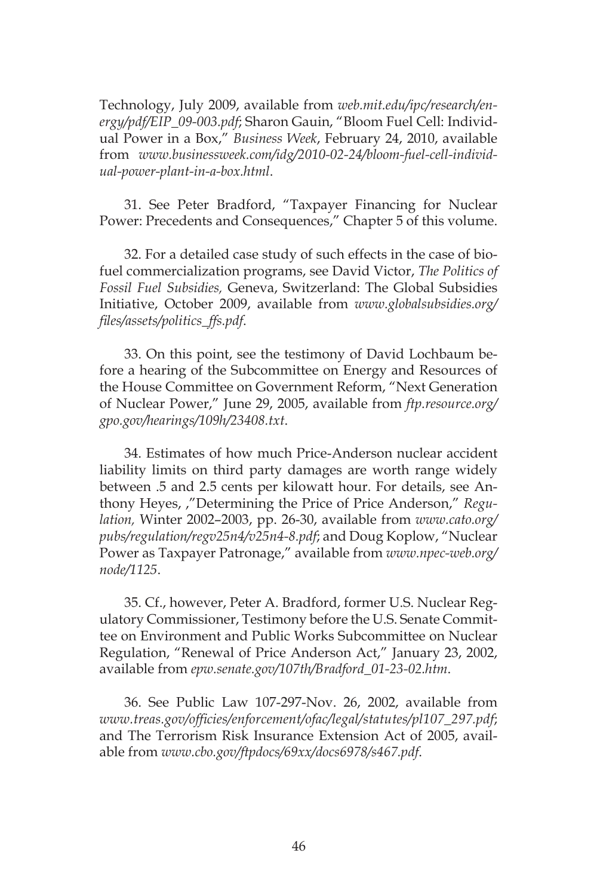Technology, July 2009, available from *web.mit.edu/ipc/research/energy/pdf/EIP_09-003.pdf*; Sharon Gauin, "Bloom Fuel Cell: Individual Power in a Box," *Business Week*, February 24, 2010, available from *www.businessweek.com/idg/2010-02-24/bloom-fuel-cell-individual-power-plant-in-a-box.html*.

31. See Peter Bradford, "Taxpayer Financing for Nuclear Power: Precedents and Consequences," Chapter 5 of this volume.

32. For a detailed case study of such effects in the case of biofuel commercialization programs, see David Victor, *The Politics of Fossil Fuel Subsidies,* Geneva, Switzerland: The Global Subsidies Initiative, October 2009, available from *www.globalsubsidies.org/files/assets/politics_ffs.pdf*.

33. On this point, see the testimony of David Lochbaum before a hearing of the Subcommittee on Energy and Resources of the House Committee on Government Reform, "Next Generation of Nuclear Power," June 29, 2005, available from *ftp.resource.org/gpo.gov/hearings/109h/23408.txt*.

34. Estimates of how much Price-Anderson nuclear accident liability limits on third party damages are worth range widely between .5 and 2.5 cents per kilowatt hour. For details, see Anthony Heyes, ,"Determining the Price of Price Anderson," *Regulation,* Winter 2002–2003, pp. 26-30, available from *www.cato.org/pubs/regulation/regv25n4/v25n4-8.pdf*; and Doug Koplow, "Nuclear Power as Taxpayer Patronage," available from *www.npec-web.org/node/1125*.

35. Cf., however, Peter A. Bradford, former U.S. Nuclear Regulatory Commissioner, Testimony before the U.S. Senate Committee on Environment and Public Works Subcommittee on Nuclear Regulation, "Renewal of Price Anderson Act," January 23, 2002, available from *epw.senate.gov/107th/Bradford_01-23-02.htm*.

36. See Public Law 107-297-Nov. 26, 2002, available from *www.treas.gov/officies/enforcement/ofac/legal/statutes/pl107_297.pdf*; and The Terrorism Risk Insurance Extension Act of 2005, available from *www.cbo.gov/ftpdocs/69xx/docs6978/s467.pdf*.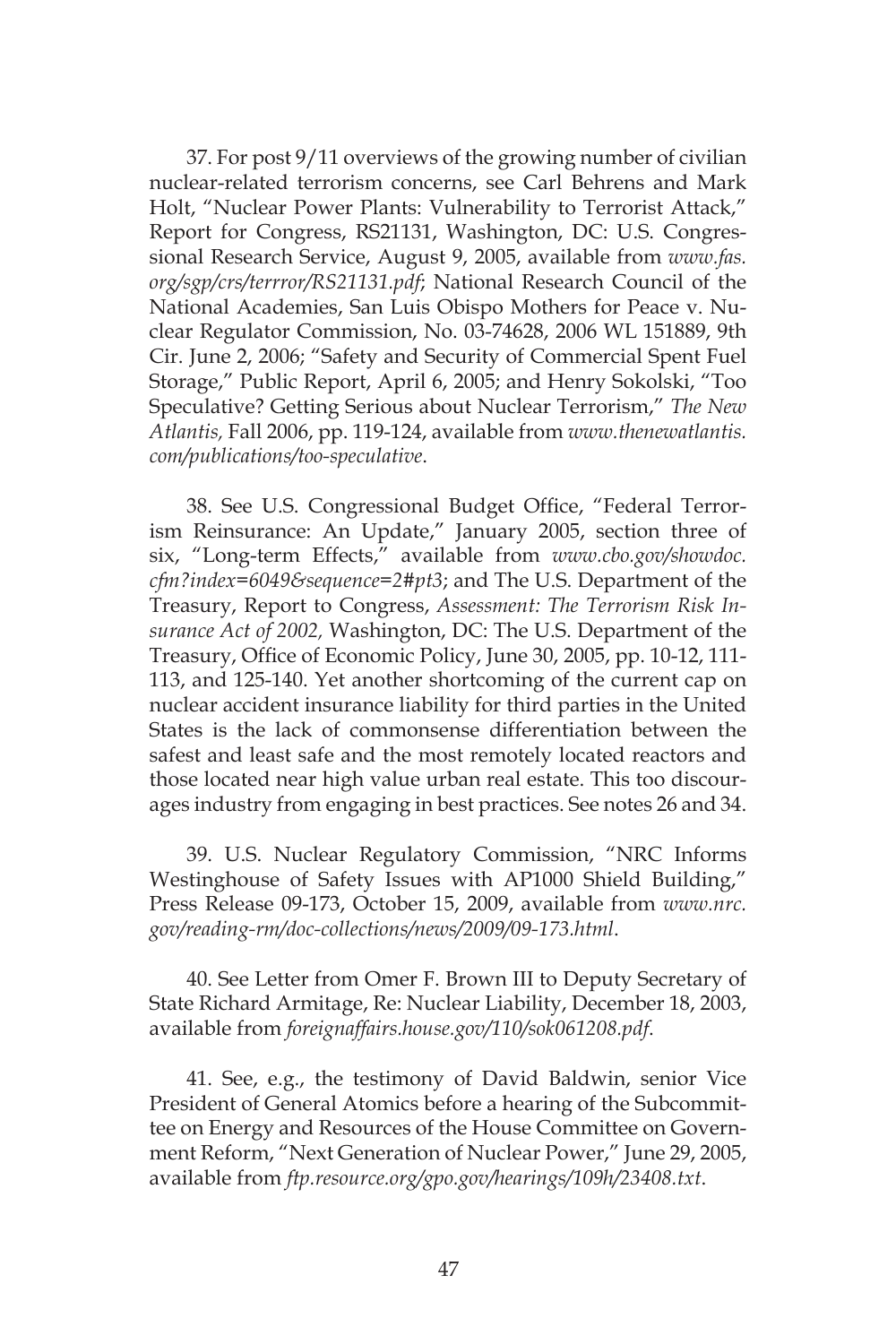37. For post 9/11 overviews of the growing number of civilian nuclear-related terrorism concerns, see Carl Behrens and Mark Holt, "Nuclear Power Plants: Vulnerability to Terrorist Attack," Report for Congress, RS21131, Washington, DC: U.S. Congressional Research Service, August 9, 2005, available from *www.fas.org/sgp/crs/terrror/RS21131.pdf*; National Research Council of the National Academies, San Luis Obispo Mothers for Peace v. Nuclear Regulator Commission, No. 03-74628, 2006 WL 151889, 9th Cir. June 2, 2006; "Safety and Security of Commercial Spent Fuel Storage," Public Report, April 6, 2005; and Henry Sokolski, "Too Speculative? Getting Serious about Nuclear Terrorism," *The New Atlantis,* Fall 2006, pp. 119-124, available from *www.thenewatlantis.com/publications/too-speculative*.

38. See U.S. Congressional Budget Office, "Federal Terrorism Reinsurance: An Update," January 2005, section three of six, "Long-term Effects," available from *www.cbo.gov/showdoc.cfm?index=6049&sequence=2#pt3*; and The U.S. Department of the Treasury, Report to Congress, *Assessment: The Terrorism Risk Insurance Act of 2002,* Washington, DC: The U.S. Department of the Treasury, Office of Economic Policy, June 30, 2005, pp. 10-12, 111-113, and 125-140. Yet another shortcoming of the current cap on nuclear accident insurance liability for third parties in the United States is the lack of commonsense differentiation between the safest and least safe and the most remotely located reactors and those located near high value urban real estate. This too discourages industry from engaging in best practices. See notes 26 and 34.

39. U.S. Nuclear Regulatory Commission, "NRC Informs Westinghouse of Safety Issues with AP1000 Shield Building," Press Release 09-173, October 15, 2009, available from *www.nrc.gov/reading-rm/doc-collections/news/2009/09-173.html*.

40. See Letter from Omer F. Brown III to Deputy Secretary of State Richard Armitage, Re: Nuclear Liability, December 18, 2003, available from *foreignaffairs.house.gov/110/sok061208.pdf*.

41. See, e.g., the testimony of David Baldwin, senior Vice President of General Atomics before a hearing of the Subcommittee on Energy and Resources of the House Committee on Government Reform, "Next Generation of Nuclear Power," June 29, 2005, available from *ftp.resource.org/gpo.gov/hearings/109h/23408.txt*.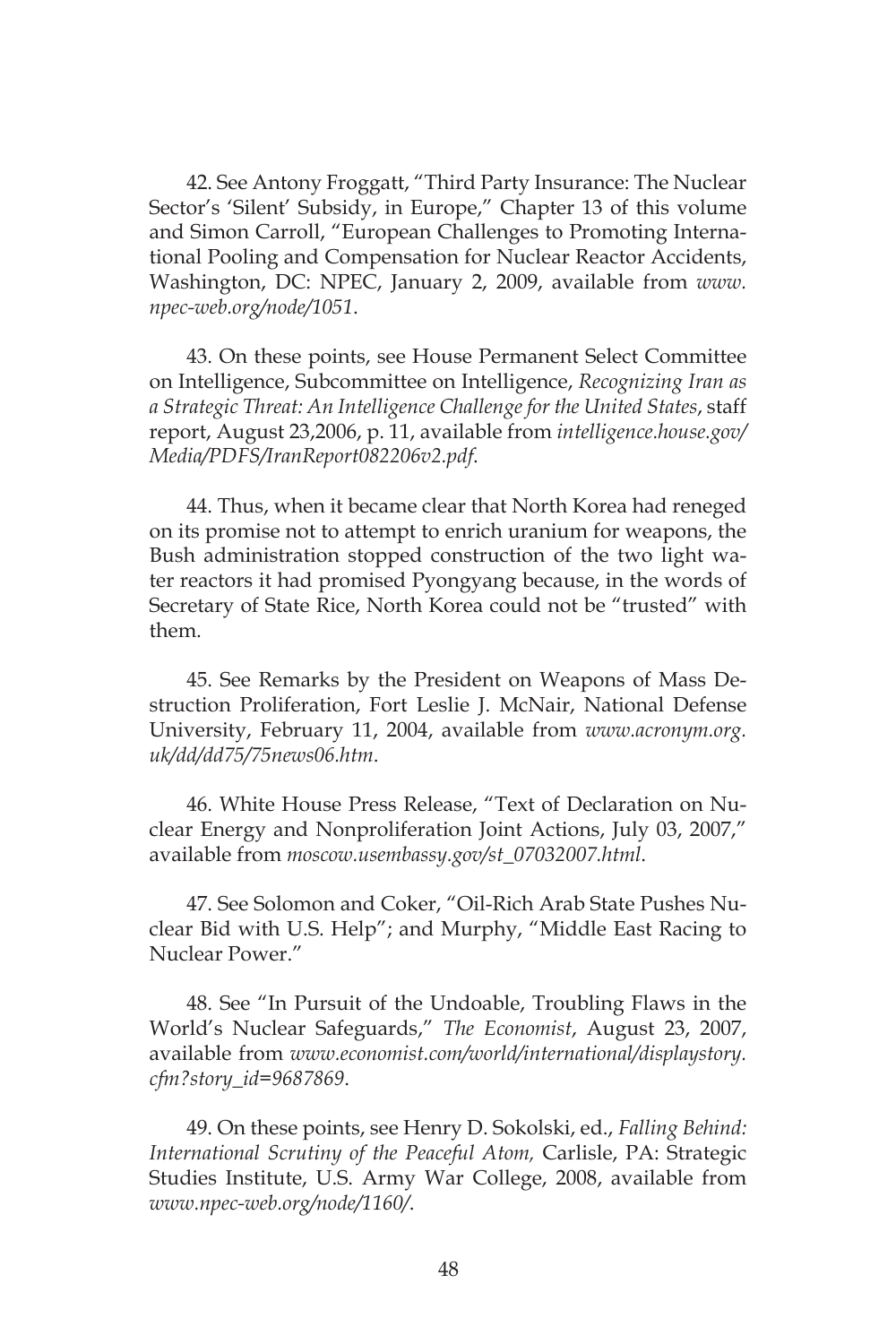42. See Antony Froggatt, "Third Party Insurance: The Nuclear Sector's 'Silent' Subsidy, in Europe," Chapter 13 of this volume and Simon Carroll, "European Challenges to Promoting International Pooling and Compensation for Nuclear Reactor Accidents, Washington, DC: NPEC, January 2, 2009, available from *www.npec-web.org/node/1051*.

43. On these points, see House Permanent Select Committee on Intelligence, Subcommittee on Intelligence, *Recognizing Iran as a Strategic Threat: An Intelligence Challenge for the United States*, staff report, August 23,2006, p. 11, available from *intelligence.house.gov/Media/PDFS/IranReport082206v2.pdf*.

44. Thus, when it became clear that North Korea had reneged on its promise not to attempt to enrich uranium for weapons, the Bush administration stopped construction of the two light water reactors it had promised Pyongyang because, in the words of Secretary of State Rice, North Korea could not be "trusted" with them.

45. See Remarks by the President on Weapons of Mass Destruction Proliferation, Fort Leslie J. McNair, National Defense University, February 11, 2004, available from *www.acronym.org.uk/dd/dd75/75news06.htm*.

46. White House Press Release, "Text of Declaration on Nuclear Energy and Nonproliferation Joint Actions, July 03, 2007," available from *moscow.usembassy.gov/st_07032007.html*.

47. See Solomon and Coker, "Oil-Rich Arab State Pushes Nuclear Bid with U.S. Help"; and Murphy, "Middle East Racing to Nuclear Power."

48. See "In Pursuit of the Undoable, Troubling Flaws in the World's Nuclear Safeguards," *The Economist*, August 23, 2007, available from *www.economist.com/world/international/displaystory.cfm?story_id=9687869*.

49. On these points, see Henry D. Sokolski, ed., *Falling Behind: International Scrutiny of the Peaceful Atom,* Carlisle, PA: Strategic Studies Institute, U.S. Army War College, 2008, available from *www.npec-web.org/node/1160/*.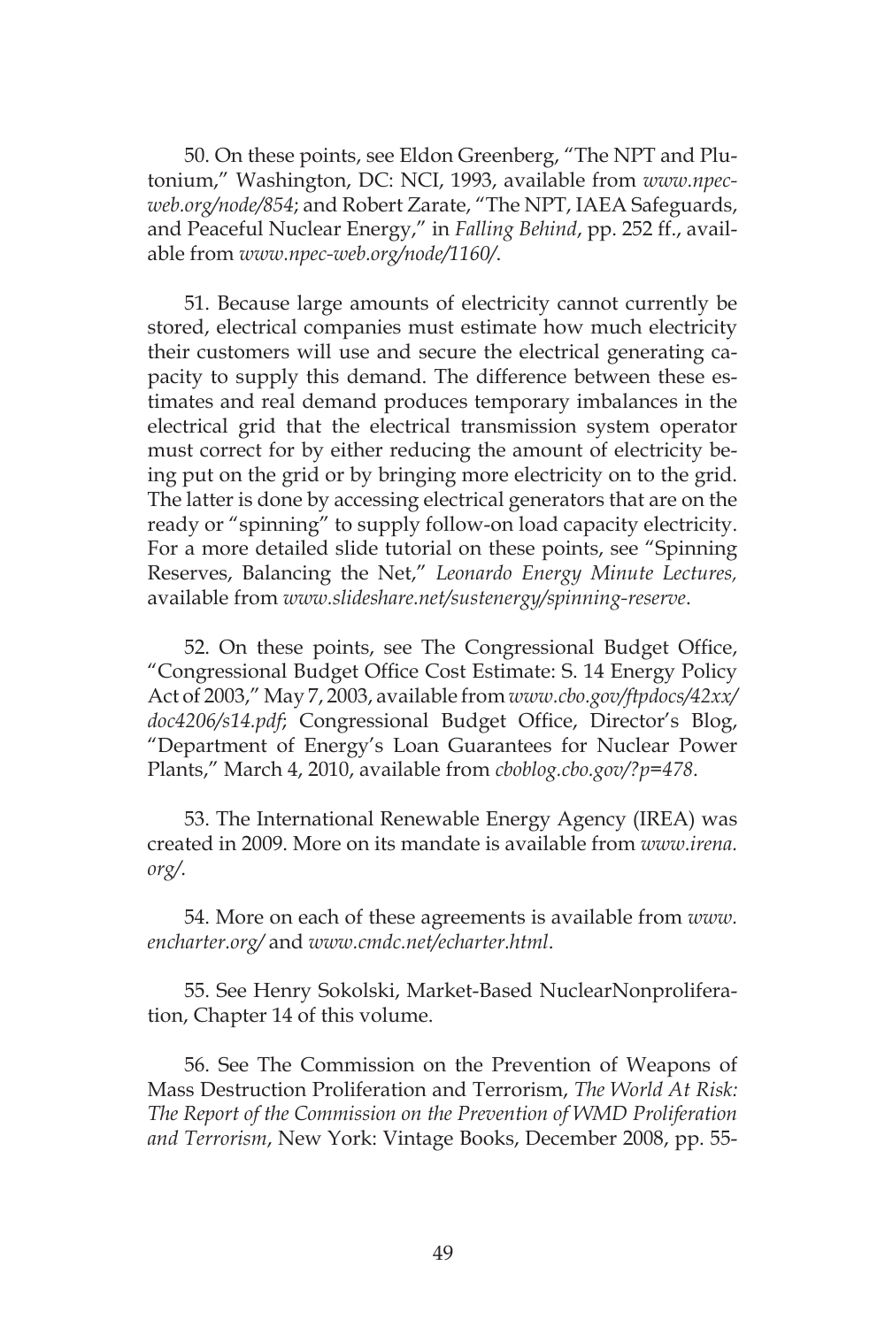50. On these points, see Eldon Greenberg, "The NPT and Plutonium," Washington, DC: NCI, 1993, available from *www.npec-web.org/node/854*; and Robert Zarate, "The NPT, IAEA Safeguards, and Peaceful Nuclear Energy," in *Falling Behind*, pp. 252 ff., available from *www.npec-web.org/node/1160/*.

51. Because large amounts of electricity cannot currently be stored, electrical companies must estimate how much electricity their customers will use and secure the electrical generating capacity to supply this demand. The difference between these estimates and real demand produces temporary imbalances in the electrical grid that the electrical transmission system operator must correct for by either reducing the amount of electricity being put on the grid or by bringing more electricity on to the grid. The latter is done by accessing electrical generators that are on the ready or "spinning" to supply follow-on load capacity electricity. For a more detailed slide tutorial on these points, see "Spinning Reserves, Balancing the Net," *Leonardo Energy Minute Lectures,* available from *www.slideshare.net/sustenergy/spinning-reserve*.

52. On these points, see The Congressional Budget Office, "Congressional Budget Office Cost Estimate: S. 14 Energy Policy Act of 2003," May 7, 2003, available from *www.cbo.gov/ftpdocs/42xx/doc4206/s14.pdf*; Congressional Budget Office, Director's Blog, "Department of Energy's Loan Guarantees for Nuclear Power Plants," March 4, 2010, available from *cboblog.cbo.gov/?p=478*.

53. The International Renewable Energy Agency (IREA) was created in 2009. More on its mandate is available from *www.irena.org/*.

54. More on each of these agreements is available from *www.encharter.org/* and *www.cmdc.net/echarter.html*.

55. See Henry Sokolski, Market-Based NuclearNonproliferation, Chapter 14 of this volume.

56. See The Commission on the Prevention of Weapons of Mass Destruction Proliferation and Terrorism, *The World At Risk: The Report of the Commission on the Prevention of WMD Proliferation and Terrorism*, New York: Vintage Books, December 2008, pp. 55-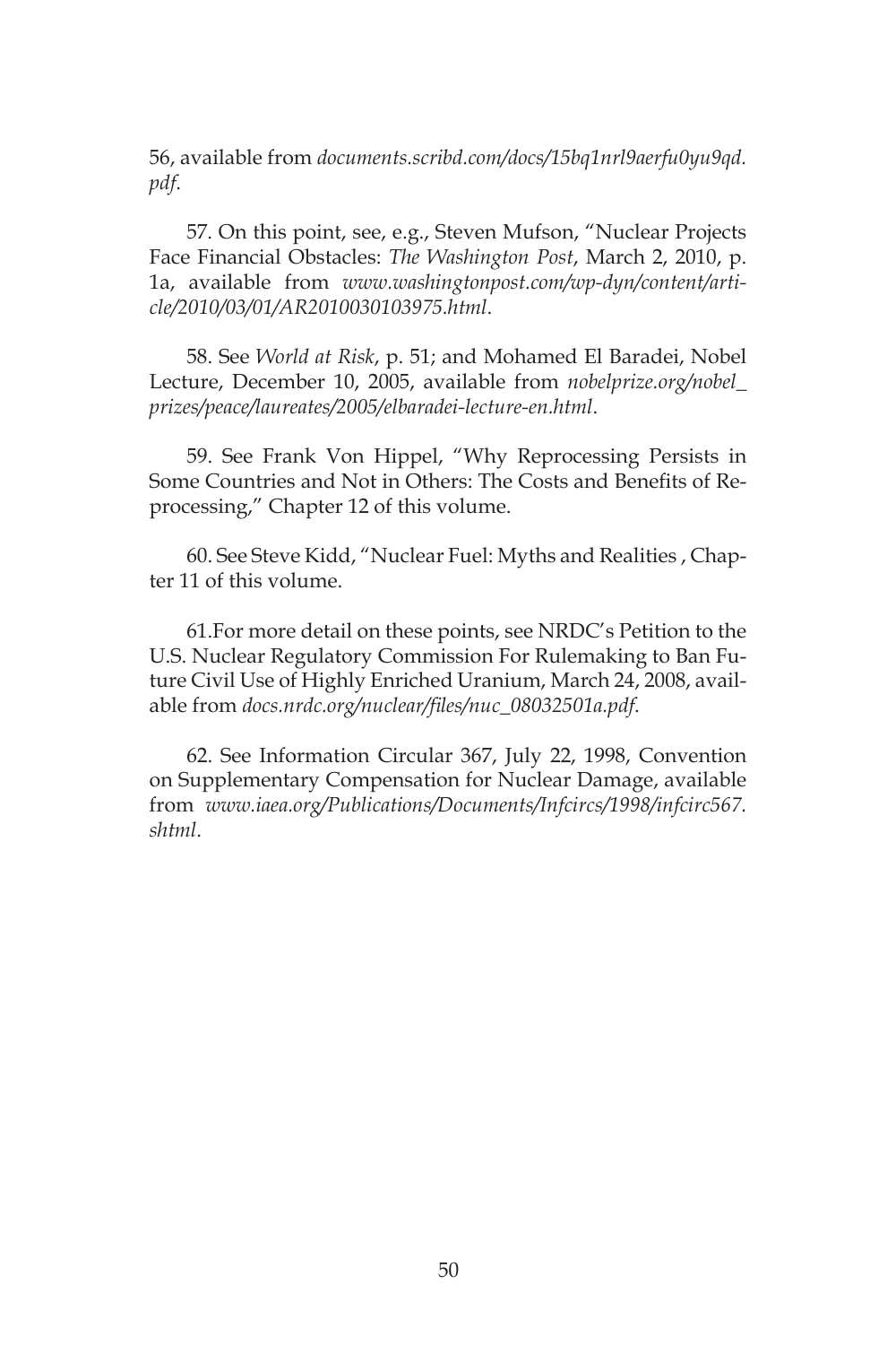56, available from *documents.scribd.com/docs/15bq1nrl9aerfu0yu9qd.pdf*.

57. On this point, see, e.g., Steven Mufson, "Nuclear Projects Face Financial Obstacles: *The Washington Post*, March 2, 2010, p. 1a, available from *www.washingtonpost.com/wp-dyn/content/article/2010/03/01/AR2010030103975.html*.

58. See *World at Risk*, p. 51; and Mohamed El Baradei, Nobel Lecture, December 10, 2005, available from *nobelprize.org/nobel_prizes/peace/laureates/2005/elbaradei-lecture-en.html*.

59. See Frank Von Hippel, "Why Reprocessing Persists in Some Countries and Not in Others: The Costs and Benefits of Reprocessing," Chapter 12 of this volume.

60. See Steve Kidd, "Nuclear Fuel: Myths and Realities , Chapter 11 of this volume.

61.For more detail on these points, see NRDC's Petition to the U.S. Nuclear Regulatory Commission For Rulemaking to Ban Future Civil Use of Highly Enriched Uranium, March 24, 2008, available from *docs.nrdc.org/nuclear/files/nuc_08032501a.pdf*.

62. See Information Circular 367, July 22, 1998, Convention on Supplementary Compensation for Nuclear Damage, available from *www.iaea.org/Publications/Documents/Infcircs/1998/infcirc567.shtml*.